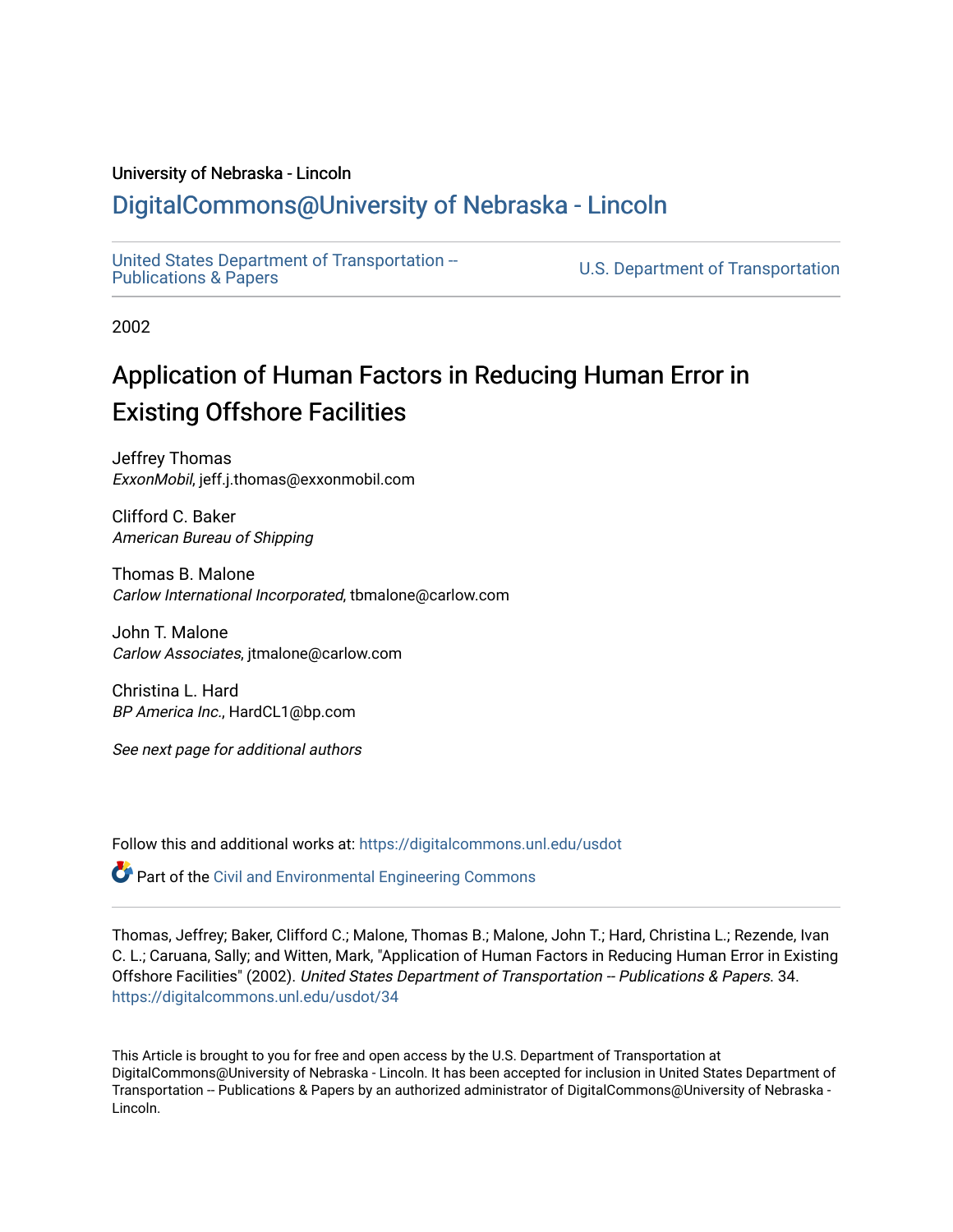University of Nebraska - Lincoln

# DigitalCommons@University of Nebraska - Lincoln

United States Department of Transportation -- Publications & Papers

U.S. Department of Transportation

2002

# Application of Human Factors in Reducing Human Error in Existing Offshore Facilities

Jeffrey Thomas
*ExxonMobil*, jeff.j.thomas@exxonmobil.com

Clifford C. Baker
*American Bureau of Shipping*

Thomas B. Malone
*Carlow International Incorporated*, tbmalone@carlow.com

John T. Malone
*Carlow Associates*, jtmalone@carlow.com

Christina L. Hard
*BP America Inc.*, HardCL1@bp.com

*See next page for additional authors*

Follow this and additional works at: https://digitalcommons.unl.edu/usdot

Part of the Civil and Environmental Engineering Commons

Thomas, Jeffrey; Baker, Clifford C.; Malone, Thomas B.; Malone, John T.; Hard, Christina L.; Rezende, Ivan C. L.; Caruana, Sally; and Witten, Mark, "Application of Human Factors in Reducing Human Error in Existing Offshore Facilities" (2002). *United States Department of Transportation -- Publications & Papers*. 34.
https://digitalcommons.unl.edu/usdot/34

This Article is brought to you for free and open access by the U.S. Department of Transportation at DigitalCommons@University of Nebraska - Lincoln. It has been accepted for inclusion in United States Department of Transportation -- Publications & Papers by an authorized administrator of DigitalCommons@University of Nebraska - Lincoln.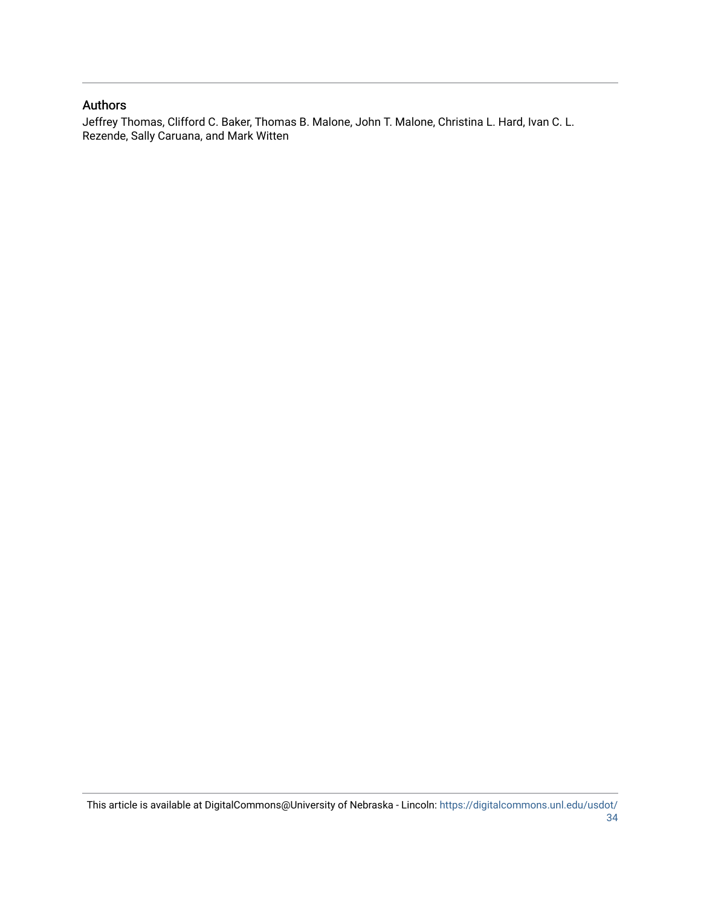## Authors

Jeffrey Thomas, Clifford C. Baker, Thomas B. Malone, John T. Malone, Christina L. Hard, Ivan C. L. Rezende, Sally Caruana, and Mark Witten

This article is available at DigitalCommons@University of Nebraska - Lincoln: https://digitalcommons.unl.edu/usdot/34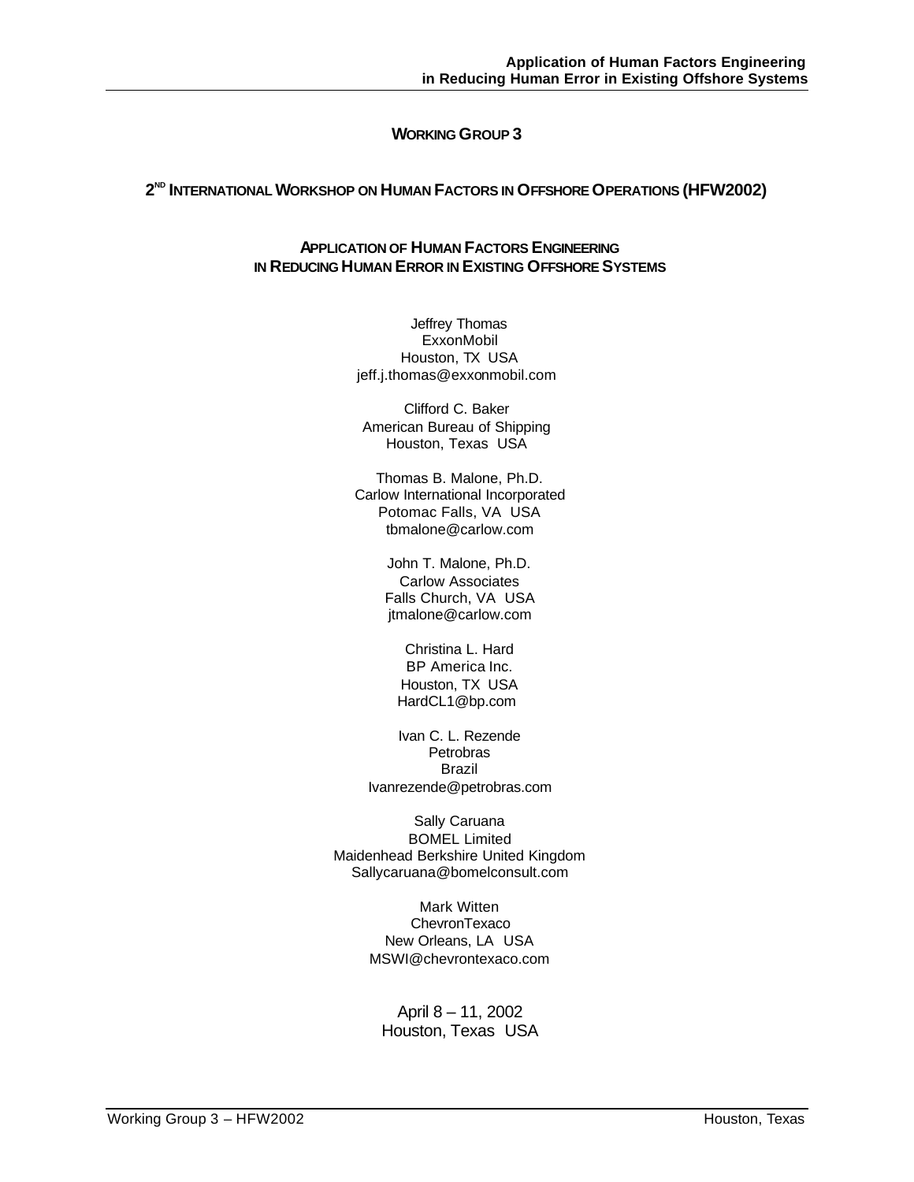**WORKING GROUP 3**

**2ND INTERNATIONAL WORKSHOP ON HUMAN FACTORS IN OFFSHORE OPERATIONS (HFW2002)**

# APPLICATION OF HUMAN FACTORS ENGINEERING IN REDUCING HUMAN ERROR IN EXISTING OFFSHORE SYSTEMS

Jeffrey Thomas
ExxonMobil
Houston, TX USA
jeff.j.thomas@exxonmobil.com

Clifford C. Baker
American Bureau of Shipping
Houston, Texas USA

Thomas B. Malone, Ph.D.
Carlow International Incorporated
Potomac Falls, VA USA
tbmalone@carlow.com

John T. Malone, Ph.D.
Carlow Associates
Falls Church, VA USA
jtmalone@carlow.com

Christina L. Hard
BP America Inc.
Houston, TX USA
HardCL1@bp.com

Ivan C. L. Rezende
Petrobras
Brazil
Ivanrezende@petrobras.com

Sally Caruana
BOMEL Limited
Maidenhead Berkshire United Kingdom
Sallycaruana@bomelconsult.com

Mark Witten
ChevronTexaco
New Orleans, LA USA
MSWI@chevrontexaco.com

April 8 – 11, 2002
Houston, Texas USA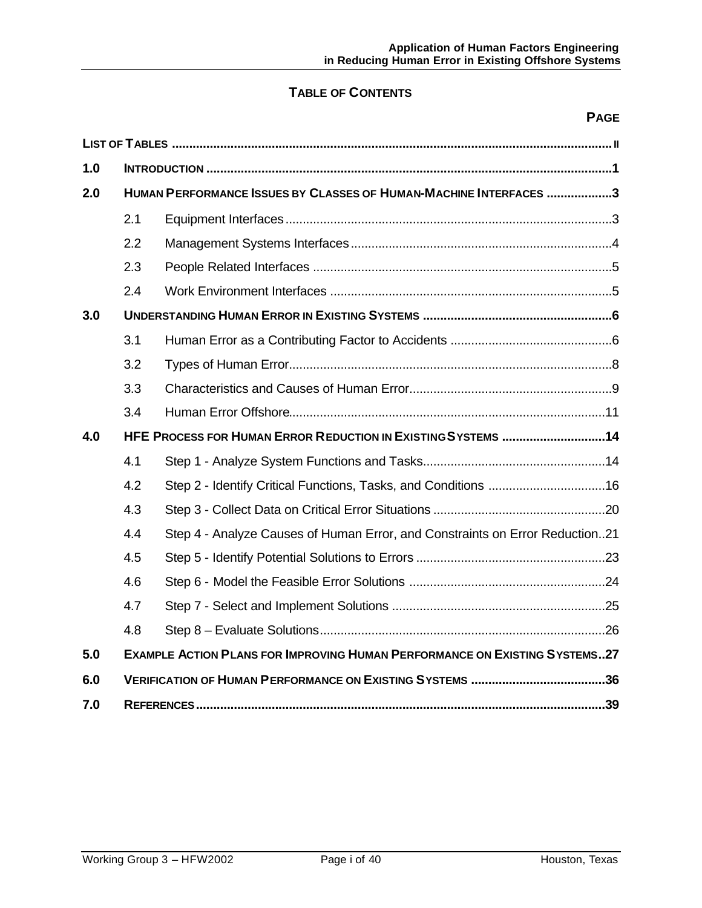# TABLE OF CONTENTS

| | | PAGE |
|---|---|---|
| **LIST OF TABLES** | | **ii** |
| **1.0** | **INTRODUCTION** | **1** |
| **2.0** | **HUMAN PERFORMANCE ISSUES BY CLASSES OF HUMAN-MACHINE INTERFACES** | **3** |
| 2.1 | Equipment Interfaces | 3 |
| 2.2 | Management Systems Interfaces | 4 |
| 2.3 | People Related Interfaces | 5 |
| 2.4 | Work Environment Interfaces | 5 |
| **3.0** | **UNDERSTANDING HUMAN ERROR IN EXISTING SYSTEMS** | **6** |
| 3.1 | Human Error as a Contributing Factor to Accidents | 6 |
| 3.2 | Types of Human Error | 8 |
| 3.3 | Characteristics and Causes of Human Error | 9 |
| 3.4 | Human Error Offshore | 11 |
| **4.0** | **HFE PROCESS FOR HUMAN ERROR REDUCTION IN EXISTING SYSTEMS** | **14** |
| 4.1 | Step 1 - Analyze System Functions and Tasks | 14 |
| 4.2 | Step 2 - Identify Critical Functions, Tasks, and Conditions | 16 |
| 4.3 | Step 3 - Collect Data on Critical Error Situations | 20 |
| 4.4 | Step 4 - Analyze Causes of Human Error, and Constraints on Error Reduction | 21 |
| 4.5 | Step 5 - Identify Potential Solutions to Errors | 23 |
| 4.6 | Step 6 - Model the Feasible Error Solutions | 24 |
| 4.7 | Step 7 - Select and Implement Solutions | 25 |
| 4.8 | Step 8 – Evaluate Solutions | 26 |
| **5.0** | **EXAMPLE ACTION PLANS FOR IMPROVING HUMAN PERFORMANCE ON EXISTING SYSTEMS** | **27** |
| **6.0** | **VERIFICATION OF HUMAN PERFORMANCE ON EXISTING SYSTEMS** | **36** |
| **7.0** | **REFERENCES** | **39** |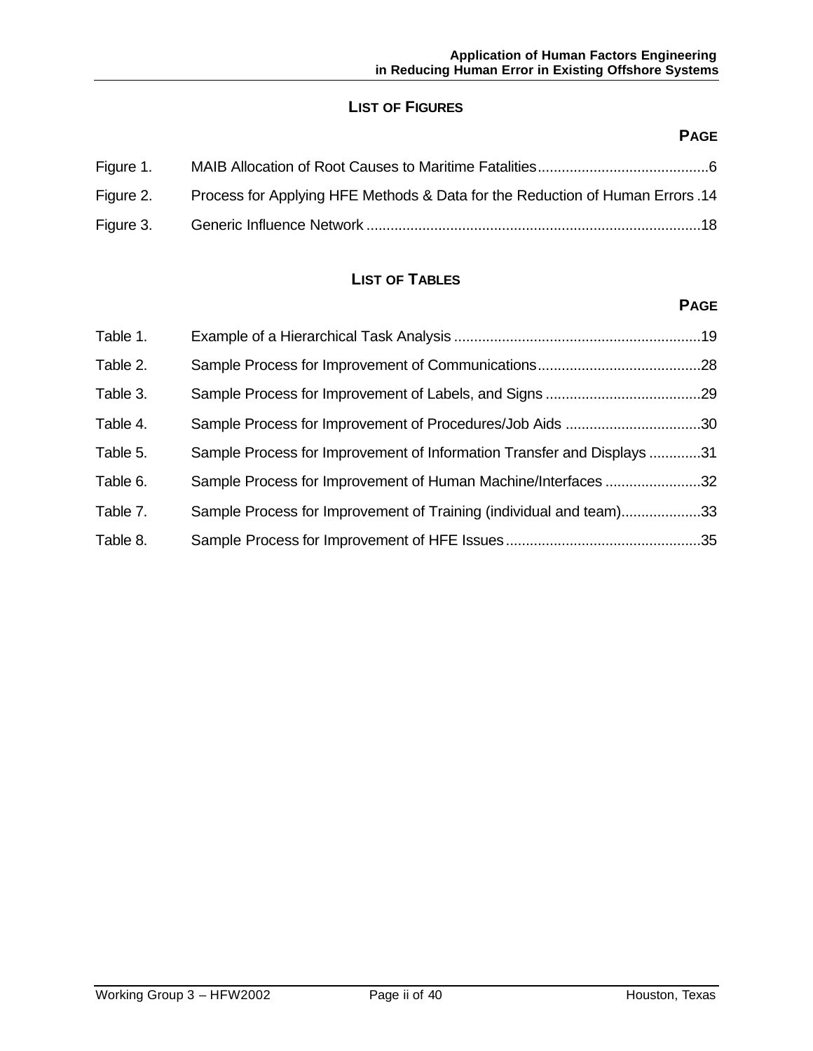## LIST OF FIGURES

| | | PAGE |
|---|---|---|
| Figure 1. | MAIB Allocation of Root Causes to Maritime Fatalities | 6 |
| Figure 2. | Process for Applying HFE Methods & Data for the Reduction of Human Errors | 14 |
| Figure 3. | Generic Influence Network | 18 |

## LIST OF TABLES

| | | PAGE |
|---|---|---|
| Table 1. | Example of a Hierarchical Task Analysis | 19 |
| Table 2. | Sample Process for Improvement of Communications | 28 |
| Table 3. | Sample Process for Improvement of Labels, and Signs | 29 |
| Table 4. | Sample Process for Improvement of Procedures/Job Aids | 30 |
| Table 5. | Sample Process for Improvement of Information Transfer and Displays | 31 |
| Table 6. | Sample Process for Improvement of Human Machine/Interfaces | 32 |
| Table 7. | Sample Process for Improvement of Training (individual and team) | 33 |
| Table 8. | Sample Process for Improvement of HFE Issues | 35 |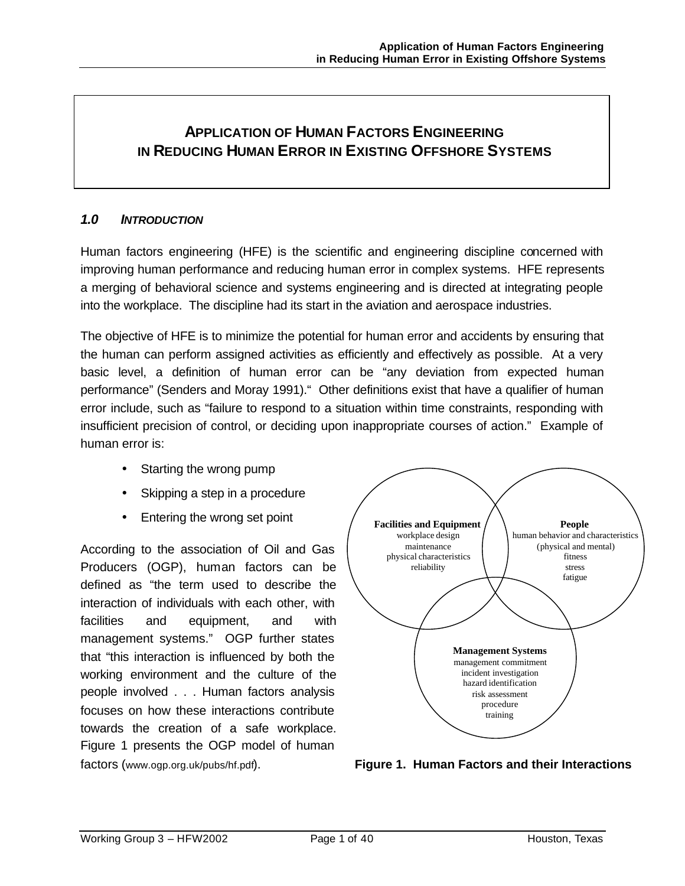# APPLICATION OF HUMAN FACTORS ENGINEERING IN REDUCING HUMAN ERROR IN EXISTING OFFSHORE SYSTEMS

## *1.0 INTRODUCTION*

Human factors engineering (HFE) is the scientific and engineering discipline concerned with improving human performance and reducing human error in complex systems. HFE represents a merging of behavioral science and systems engineering and is directed at integrating people into the workplace. The discipline had its start in the aviation and aerospace industries.

The objective of HFE is to minimize the potential for human error and accidents by ensuring that the human can perform assigned activities as efficiently and effectively as possible. At a very basic level, a definition of human error can be "any deviation from expected human performance" (Senders and Moray 1991)." Other definitions exist that have a qualifier of human error include, such as "failure to respond to a situation within time constraints, responding with insufficient precision of control, or deciding upon inappropriate courses of action." Example of human error is:

- Starting the wrong pump
- Skipping a step in a procedure
- Entering the wrong set point

According to the association of Oil and Gas Producers (OGP), human factors can be defined as "the term used to describe the interaction of individuals with each other, with facilities and equipment, and with management systems." OGP further states that "this interaction is influenced by both the working environment and the culture of the people involved . . . Human factors analysis focuses on how these interactions contribute towards the creation of a safe workplace. Figure 1 presents the OGP model of human factors (www.ogp.org.uk/pubs/hf.pdf).

**Facilities and Equipment**
workplace design
maintenance
physical characteristics
reliability

**People**
human behavior and characteristics
(physical and mental)
fitness
stress
fatigue

**Management Systems**
management commitment
incident investigation
hazard identification
risk assessment
procedure
training

**Figure 1. Human Factors and their Interactions**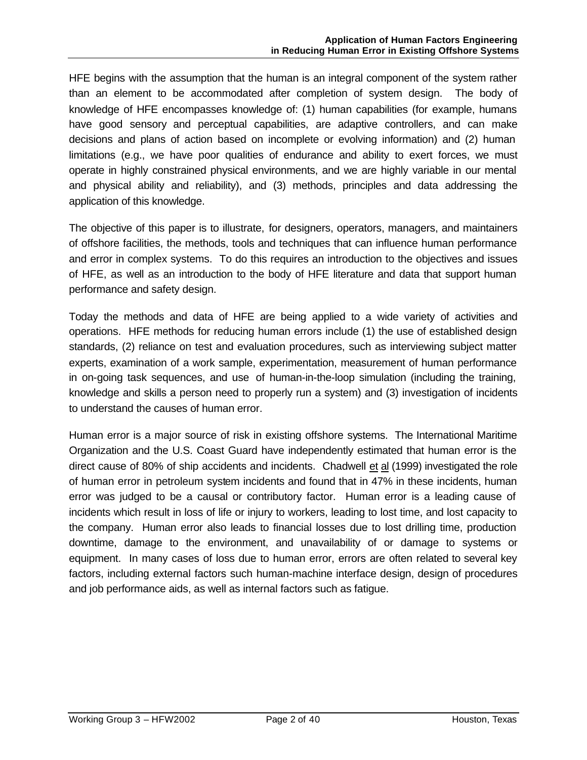HFE begins with the assumption that the human is an integral component of the system rather than an element to be accommodated after completion of system design. The body of knowledge of HFE encompasses knowledge of: (1) human capabilities (for example, humans have good sensory and perceptual capabilities, are adaptive controllers, and can make decisions and plans of action based on incomplete or evolving information) and (2) human limitations (e.g., we have poor qualities of endurance and ability to exert forces, we must operate in highly constrained physical environments, and we are highly variable in our mental and physical ability and reliability), and (3) methods, principles and data addressing the application of this knowledge.

The objective of this paper is to illustrate, for designers, operators, managers, and maintainers of offshore facilities, the methods, tools and techniques that can influence human performance and error in complex systems. To do this requires an introduction to the objectives and issues of HFE, as well as an introduction to the body of HFE literature and data that support human performance and safety design.

Today the methods and data of HFE are being applied to a wide variety of activities and operations. HFE methods for reducing human errors include (1) the use of established design standards, (2) reliance on test and evaluation procedures, such as interviewing subject matter experts, examination of a work sample, experimentation, measurement of human performance in on-going task sequences, and use of human-in-the-loop simulation (including the training, knowledge and skills a person need to properly run a system) and (3) investigation of incidents to understand the causes of human error.

Human error is a major source of risk in existing offshore systems. The International Maritime Organization and the U.S. Coast Guard have independently estimated that human error is the direct cause of 80% of ship accidents and incidents. Chadwell et al (1999) investigated the role of human error in petroleum system incidents and found that in 47% in these incidents, human error was judged to be a causal or contributory factor. Human error is a leading cause of incidents which result in loss of life or injury to workers, leading to lost time, and lost capacity to the company. Human error also leads to financial losses due to lost drilling time, production downtime, damage to the environment, and unavailability of or damage to systems or equipment. In many cases of loss due to human error, errors are often related to several key factors, including external factors such human-machine interface design, design of procedures and job performance aids, as well as internal factors such as fatigue.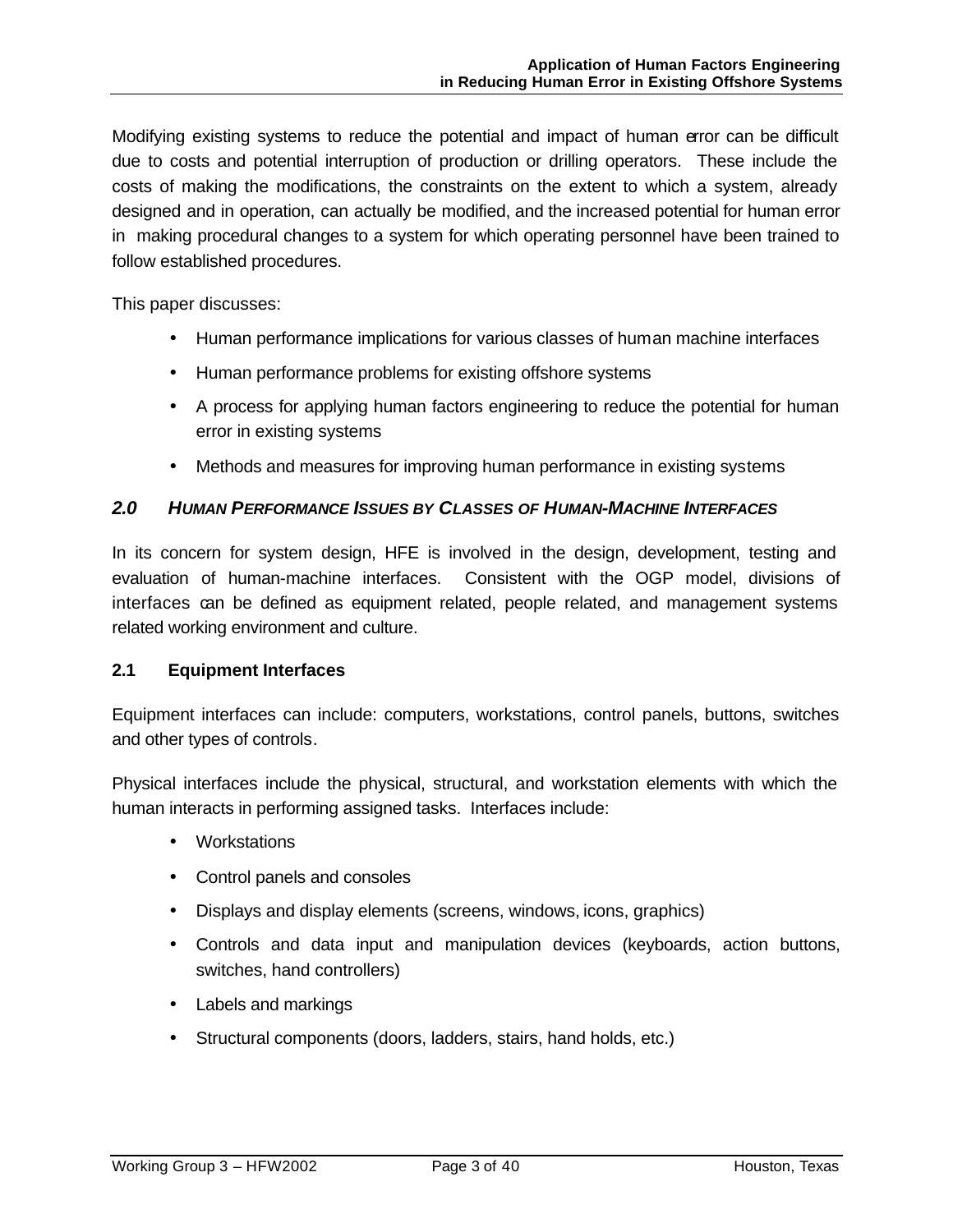Modifying existing systems to reduce the potential and impact of human error can be difficult due to costs and potential interruption of production or drilling operators. These include the costs of making the modifications, the constraints on the extent to which a system, already designed and in operation, can actually be modified, and the increased potential for human error in making procedural changes to a system for which operating personnel have been trained to follow established procedures.

This paper discusses:

- Human performance implications for various classes of human machine interfaces
- Human performance problems for existing offshore systems
- A process for applying human factors engineering to reduce the potential for human error in existing systems
- Methods and measures for improving human performance in existing systems

## *2.0 HUMAN PERFORMANCE ISSUES BY CLASSES OF HUMAN-MACHINE INTERFACES*

In its concern for system design, HFE is involved in the design, development, testing and evaluation of human-machine interfaces. Consistent with the OGP model, divisions of interfaces can be defined as equipment related, people related, and management systems related working environment and culture.

### 2.1 Equipment Interfaces

Equipment interfaces can include: computers, workstations, control panels, buttons, switches and other types of controls.

Physical interfaces include the physical, structural, and workstation elements with which the human interacts in performing assigned tasks. Interfaces include:

- Workstations
- Control panels and consoles
- Displays and display elements (screens, windows, icons, graphics)
- Controls and data input and manipulation devices (keyboards, action buttons, switches, hand controllers)
- Labels and markings
- Structural components (doors, ladders, stairs, hand holds, etc.)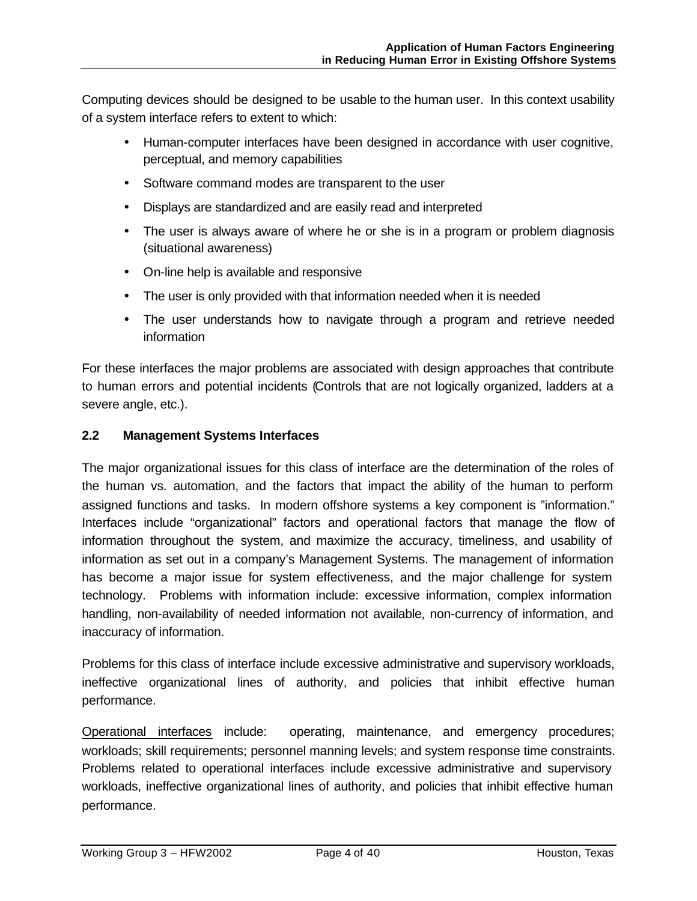Computing devices should be designed to be usable to the human user. In this context usability of a system interface refers to extent to which:

- Human-computer interfaces have been designed in accordance with user cognitive, perceptual, and memory capabilities
- Software command modes are transparent to the user
- Displays are standardized and are easily read and interpreted
- The user is always aware of where he or she is in a program or problem diagnosis (situational awareness)
- On-line help is available and responsive
- The user is only provided with that information needed when it is needed
- The user understands how to navigate through a program and retrieve needed information

For these interfaces the major problems are associated with design approaches that contribute to human errors and potential incidents (Controls that are not logically organized, ladders at a severe angle, etc.).

## 2.2 Management Systems Interfaces

The major organizational issues for this class of interface are the determination of the roles of the human vs. automation, and the factors that impact the ability of the human to perform assigned functions and tasks. In modern offshore systems a key component is "information." Interfaces include "organizational" factors and operational factors that manage the flow of information throughout the system, and maximize the accuracy, timeliness, and usability of information as set out in a company's Management Systems. The management of information has become a major issue for system effectiveness, and the major challenge for system technology. Problems with information include: excessive information, complex information handling, non-availability of needed information not available, non-currency of information, and inaccuracy of information.

Problems for this class of interface include excessive administrative and supervisory workloads, ineffective organizational lines of authority, and policies that inhibit effective human performance.

<u>Operational interfaces</u> include: operating, maintenance, and emergency procedures; workloads; skill requirements; personnel manning levels; and system response time constraints. Problems related to operational interfaces include excessive administrative and supervisory workloads, ineffective organizational lines of authority, and policies that inhibit effective human performance.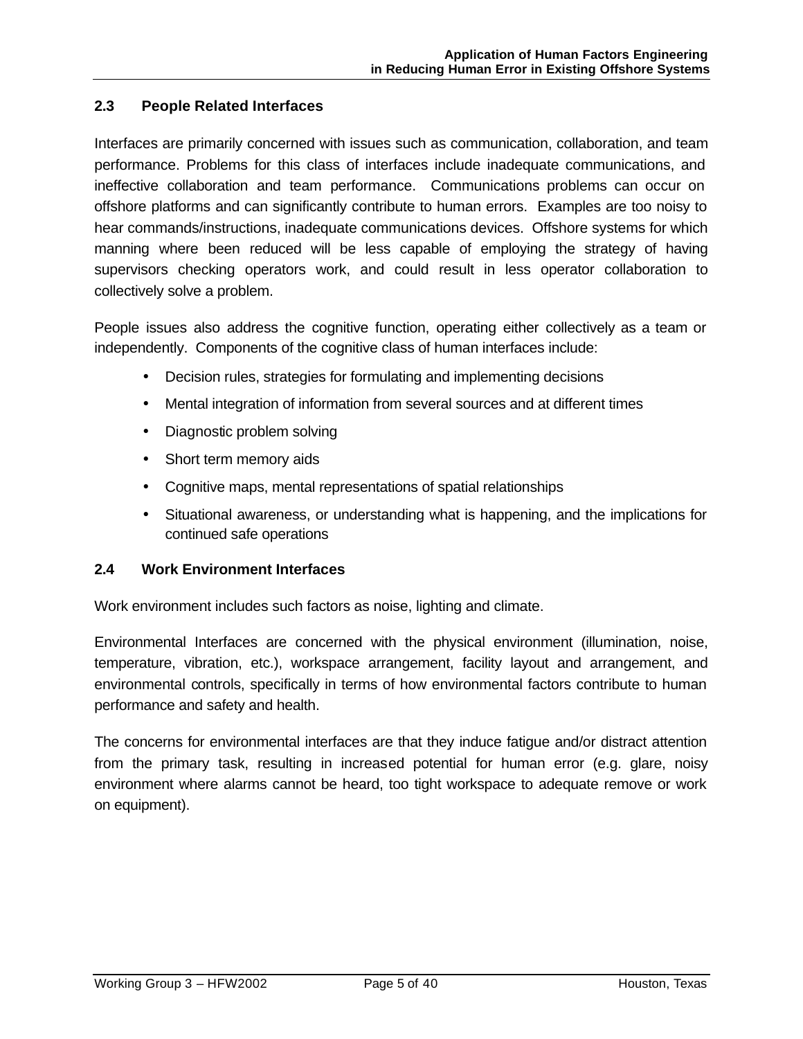## 2.3 People Related Interfaces

Interfaces are primarily concerned with issues such as communication, collaboration, and team performance. Problems for this class of interfaces include inadequate communications, and ineffective collaboration and team performance. Communications problems can occur on offshore platforms and can significantly contribute to human errors. Examples are too noisy to hear commands/instructions, inadequate communications devices. Offshore systems for which manning where been reduced will be less capable of employing the strategy of having supervisors checking operators work, and could result in less operator collaboration to collectively solve a problem.

People issues also address the cognitive function, operating either collectively as a team or independently. Components of the cognitive class of human interfaces include:

- Decision rules, strategies for formulating and implementing decisions
- Mental integration of information from several sources and at different times
- Diagnostic problem solving
- Short term memory aids
- Cognitive maps, mental representations of spatial relationships
- Situational awareness, or understanding what is happening, and the implications for continued safe operations

## 2.4 Work Environment Interfaces

Work environment includes such factors as noise, lighting and climate.

Environmental Interfaces are concerned with the physical environment (illumination, noise, temperature, vibration, etc.), workspace arrangement, facility layout and arrangement, and environmental controls, specifically in terms of how environmental factors contribute to human performance and safety and health.

The concerns for environmental interfaces are that they induce fatigue and/or distract attention from the primary task, resulting in increased potential for human error (e.g. glare, noisy environment where alarms cannot be heard, too tight workspace to adequate remove or work on equipment).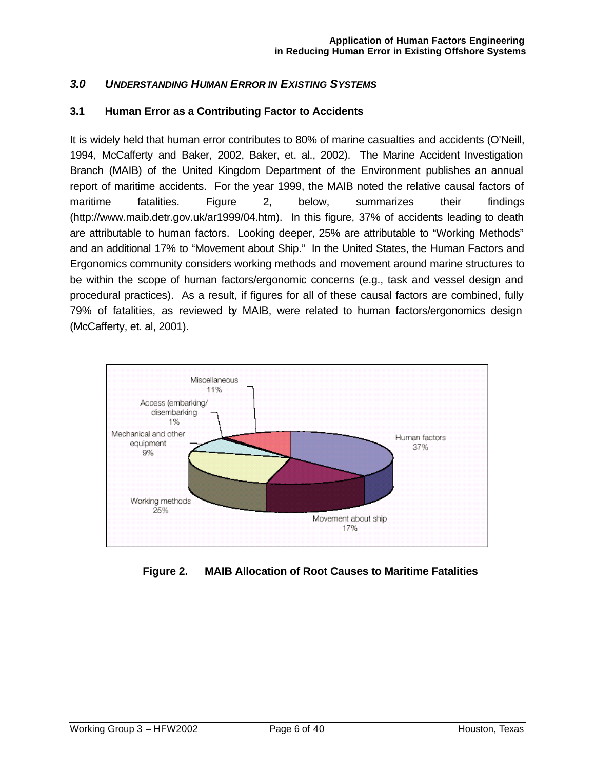## *3.0 UNDERSTANDING HUMAN ERROR IN EXISTING SYSTEMS*

### 3.1 Human Error as a Contributing Factor to Accidents

It is widely held that human error contributes to 80% of marine casualties and accidents (O'Neill, 1994, McCafferty and Baker, 2002, Baker, et. al., 2002). The Marine Accident Investigation Branch (MAIB) of the United Kingdom Department of the Environment publishes an annual report of maritime accidents. For the year 1999, the MAIB noted the relative causal factors of maritime fatalities. Figure 2, below, summarizes their findings (http://www.maib.detr.gov.uk/ar1999/04.htm). In this figure, 37% of accidents leading to death are attributable to human factors. Looking deeper, 25% are attributable to "Working Methods" and an additional 17% to "Movement about Ship." In the United States, the Human Factors and Ergonomics community considers working methods and movement around marine structures to be within the scope of human factors/ergonomic concerns (e.g., task and vessel design and procedural practices). As a result, if figures for all of these causal factors are combined, fully 79% of fatalities, as reviewed by MAIB, were related to human factors/ergonomics design (McCafferty, et. al, 2001).

| Category | Percentage |
|---|---|
| Human factors | 37% |
| Movement about ship | 17% |
| Working methods | 25% |
| Mechanical and other equipment | 9% |
| Access (embarking/disembarking | 1% |
| Miscellaneous | 11% |

**Figure 2. MAIB Allocation of Root Causes to Maritime Fatalities**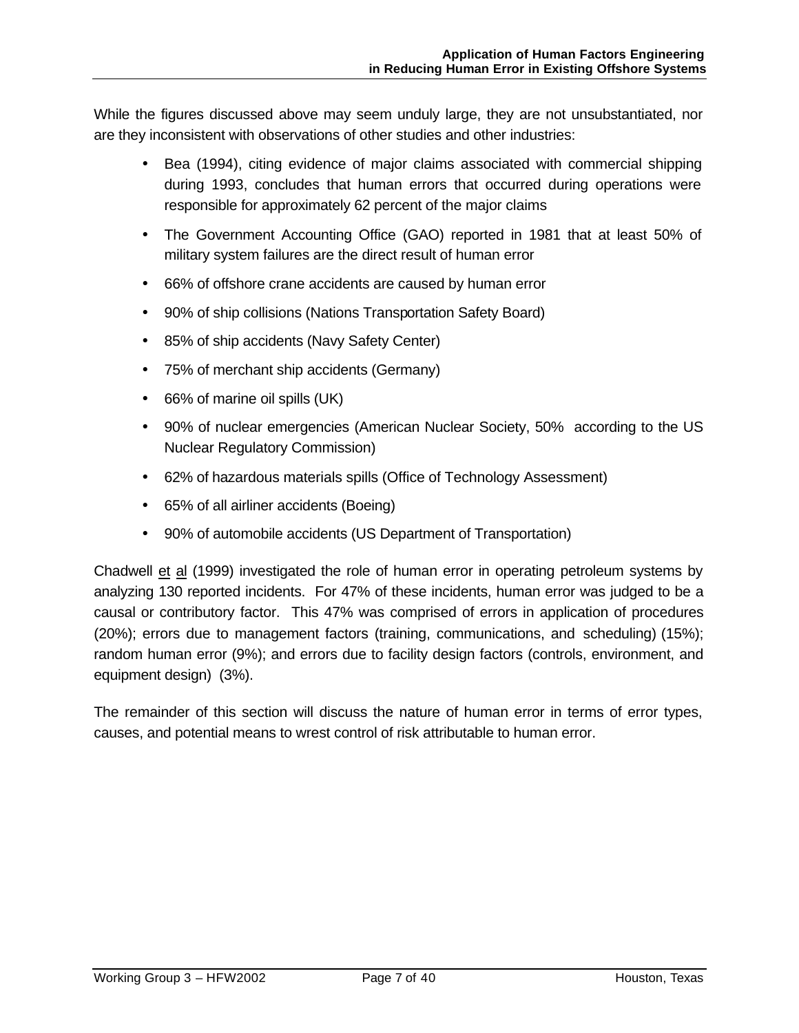While the figures discussed above may seem unduly large, they are not unsubstantiated, nor are they inconsistent with observations of other studies and other industries:

- Bea (1994), citing evidence of major claims associated with commercial shipping during 1993, concludes that human errors that occurred during operations were responsible for approximately 62 percent of the major claims
- The Government Accounting Office (GAO) reported in 1981 that at least 50% of military system failures are the direct result of human error
- 66% of offshore crane accidents are caused by human error
- 90% of ship collisions (Nations Transportation Safety Board)
- 85% of ship accidents (Navy Safety Center)
- 75% of merchant ship accidents (Germany)
- 66% of marine oil spills (UK)
- 90% of nuclear emergencies (American Nuclear Society, 50% according to the US Nuclear Regulatory Commission)
- 62% of hazardous materials spills (Office of Technology Assessment)
- 65% of all airliner accidents (Boeing)
- 90% of automobile accidents (US Department of Transportation)

Chadwell et al (1999) investigated the role of human error in operating petroleum systems by analyzing 130 reported incidents. For 47% of these incidents, human error was judged to be a causal or contributory factor. This 47% was comprised of errors in application of procedures (20%); errors due to management factors (training, communications, and scheduling) (15%); random human error (9%); and errors due to facility design factors (controls, environment, and equipment design) (3%).

The remainder of this section will discuss the nature of human error in terms of error types, causes, and potential means to wrest control of risk attributable to human error.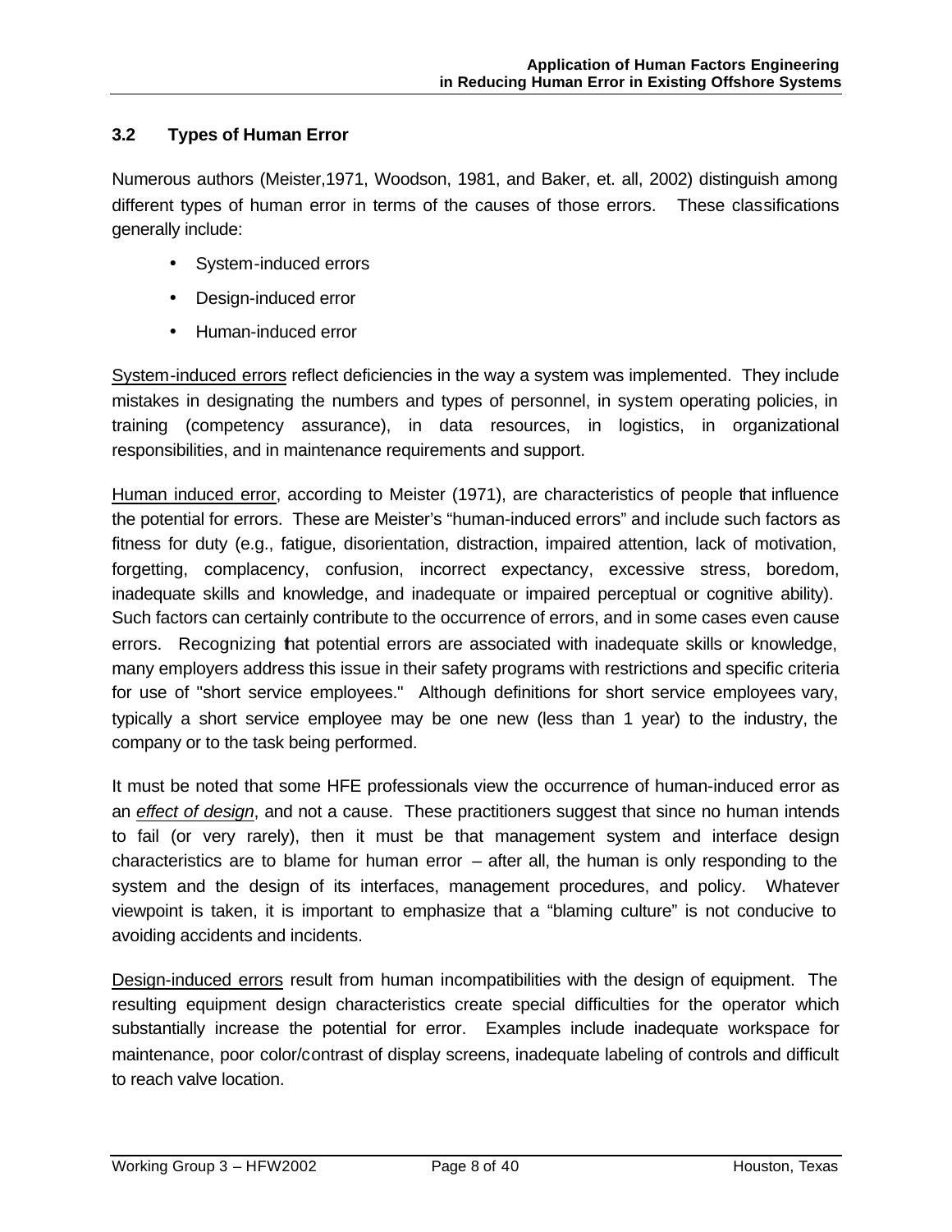### 3.2 Types of Human Error

Numerous authors (Meister,1971, Woodson, 1981, and Baker, et. all, 2002) distinguish among different types of human error in terms of the causes of those errors. These classifications generally include:

- System-induced errors
- Design-induced error
- Human-induced error

<u>System-induced errors</u> reflect deficiencies in the way a system was implemented. They include mistakes in designating the numbers and types of personnel, in system operating policies, in training (competency assurance), in data resources, in logistics, in organizational responsibilities, and in maintenance requirements and support.

<u>Human induced error</u>, according to Meister (1971), are characteristics of people that influence the potential for errors. These are Meister's "human-induced errors" and include such factors as fitness for duty (e.g., fatigue, disorientation, distraction, impaired attention, lack of motivation, forgetting, complacency, confusion, incorrect expectancy, excessive stress, boredom, inadequate skills and knowledge, and inadequate or impaired perceptual or cognitive ability). Such factors can certainly contribute to the occurrence of errors, and in some cases even cause errors. Recognizing that potential errors are associated with inadequate skills or knowledge, many employers address this issue in their safety programs with restrictions and specific criteria for use of "short service employees." Although definitions for short service employees vary, typically a short service employee may be one new (less than 1 year) to the industry, the company or to the task being performed.

It must be noted that some HFE professionals view the occurrence of human-induced error as an <u>*effect of design*</u>, and not a cause. These practitioners suggest that since no human intends to fail (or very rarely), then it must be that management system and interface design characteristics are to blame for human error – after all, the human is only responding to the system and the design of its interfaces, management procedures, and policy. Whatever viewpoint is taken, it is important to emphasize that a "blaming culture" is not conducive to avoiding accidents and incidents.

<u>Design-induced errors</u> result from human incompatibilities with the design of equipment. The resulting equipment design characteristics create special difficulties for the operator which substantially increase the potential for error. Examples include inadequate workspace for maintenance, poor color/contrast of display screens, inadequate labeling of controls and difficult to reach valve location.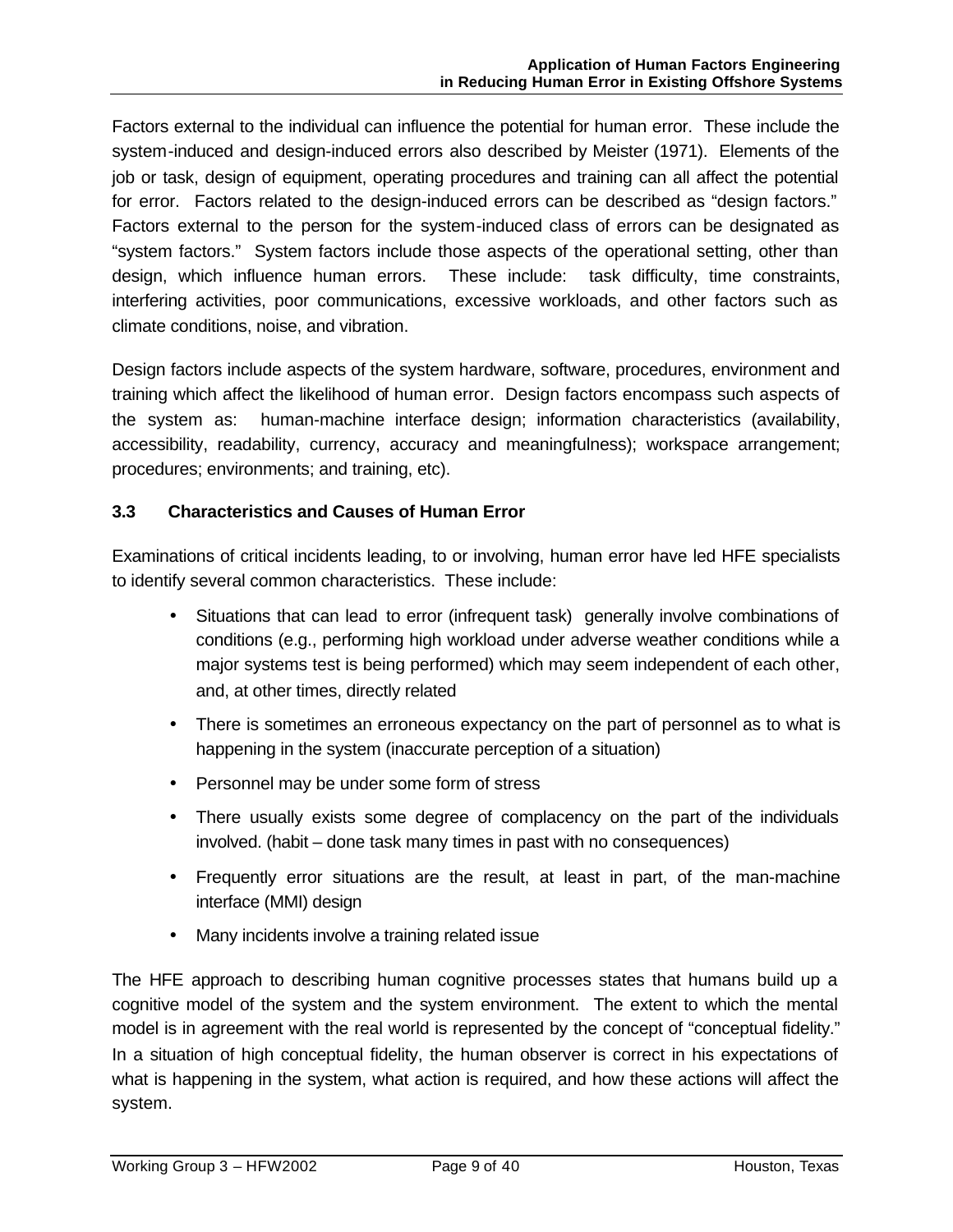Factors external to the individual can influence the potential for human error. These include the system-induced and design-induced errors also described by Meister (1971). Elements of the job or task, design of equipment, operating procedures and training can all affect the potential for error. Factors related to the design-induced errors can be described as "design factors." Factors external to the person for the system-induced class of errors can be designated as "system factors." System factors include those aspects of the operational setting, other than design, which influence human errors. These include: task difficulty, time constraints, interfering activities, poor communications, excessive workloads, and other factors such as climate conditions, noise, and vibration.

Design factors include aspects of the system hardware, software, procedures, environment and training which affect the likelihood of human error. Design factors encompass such aspects of the system as: human-machine interface design; information characteristics (availability, accessibility, readability, currency, accuracy and meaningfulness); workspace arrangement; procedures; environments; and training, etc).

### 3.3 Characteristics and Causes of Human Error

Examinations of critical incidents leading, to or involving, human error have led HFE specialists to identify several common characteristics. These include:

- Situations that can lead to error (infrequent task) generally involve combinations of conditions (e.g., performing high workload under adverse weather conditions while a major systems test is being performed) which may seem independent of each other, and, at other times, directly related
- There is sometimes an erroneous expectancy on the part of personnel as to what is happening in the system (inaccurate perception of a situation)
- Personnel may be under some form of stress
- There usually exists some degree of complacency on the part of the individuals involved. (habit – done task many times in past with no consequences)
- Frequently error situations are the result, at least in part, of the man-machine interface (MMI) design
- Many incidents involve a training related issue

The HFE approach to describing human cognitive processes states that humans build up a cognitive model of the system and the system environment. The extent to which the mental model is in agreement with the real world is represented by the concept of "conceptual fidelity." In a situation of high conceptual fidelity, the human observer is correct in his expectations of what is happening in the system, what action is required, and how these actions will affect the system.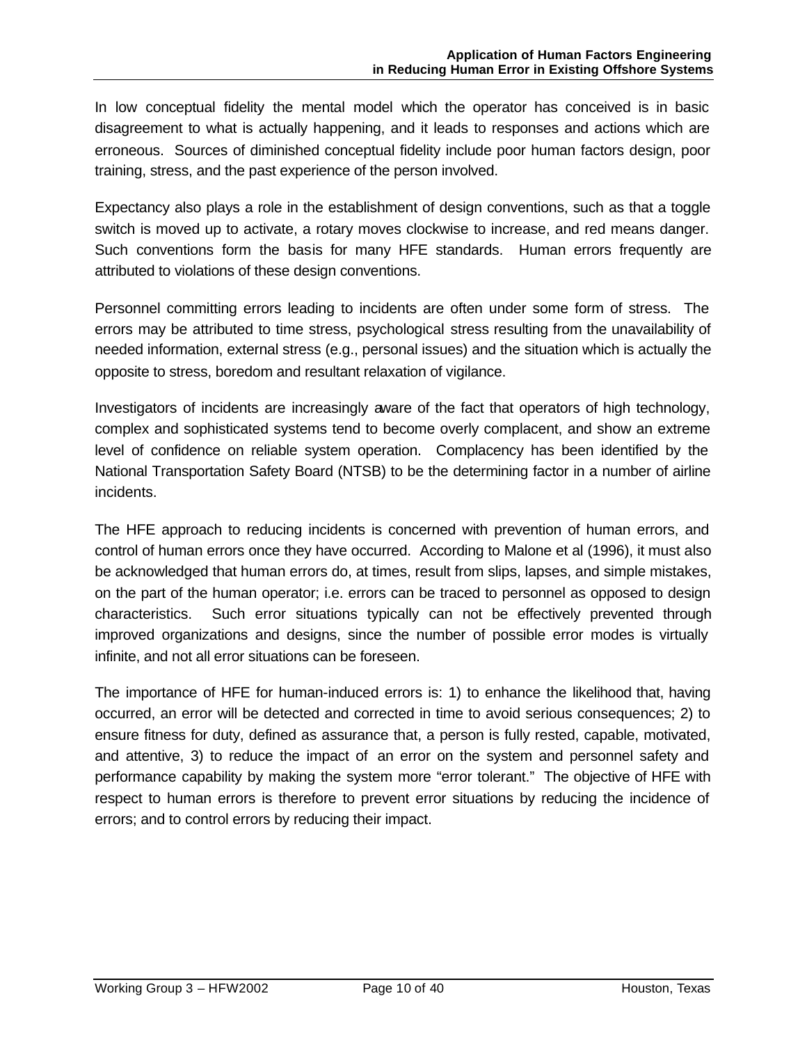In low conceptual fidelity the mental model which the operator has conceived is in basic disagreement to what is actually happening, and it leads to responses and actions which are erroneous. Sources of diminished conceptual fidelity include poor human factors design, poor training, stress, and the past experience of the person involved.

Expectancy also plays a role in the establishment of design conventions, such as that a toggle switch is moved up to activate, a rotary moves clockwise to increase, and red means danger. Such conventions form the basis for many HFE standards. Human errors frequently are attributed to violations of these design conventions.

Personnel committing errors leading to incidents are often under some form of stress. The errors may be attributed to time stress, psychological stress resulting from the unavailability of needed information, external stress (e.g., personal issues) and the situation which is actually the opposite to stress, boredom and resultant relaxation of vigilance.

Investigators of incidents are increasingly aware of the fact that operators of high technology, complex and sophisticated systems tend to become overly complacent, and show an extreme level of confidence on reliable system operation. Complacency has been identified by the National Transportation Safety Board (NTSB) to be the determining factor in a number of airline incidents.

The HFE approach to reducing incidents is concerned with prevention of human errors, and control of human errors once they have occurred. According to Malone et al (1996), it must also be acknowledged that human errors do, at times, result from slips, lapses, and simple mistakes, on the part of the human operator; i.e. errors can be traced to personnel as opposed to design characteristics. Such error situations typically can not be effectively prevented through improved organizations and designs, since the number of possible error modes is virtually infinite, and not all error situations can be foreseen.

The importance of HFE for human-induced errors is: 1) to enhance the likelihood that, having occurred, an error will be detected and corrected in time to avoid serious consequences; 2) to ensure fitness for duty, defined as assurance that, a person is fully rested, capable, motivated, and attentive, 3) to reduce the impact of an error on the system and personnel safety and performance capability by making the system more "error tolerant." The objective of HFE with respect to human errors is therefore to prevent error situations by reducing the incidence of errors; and to control errors by reducing their impact.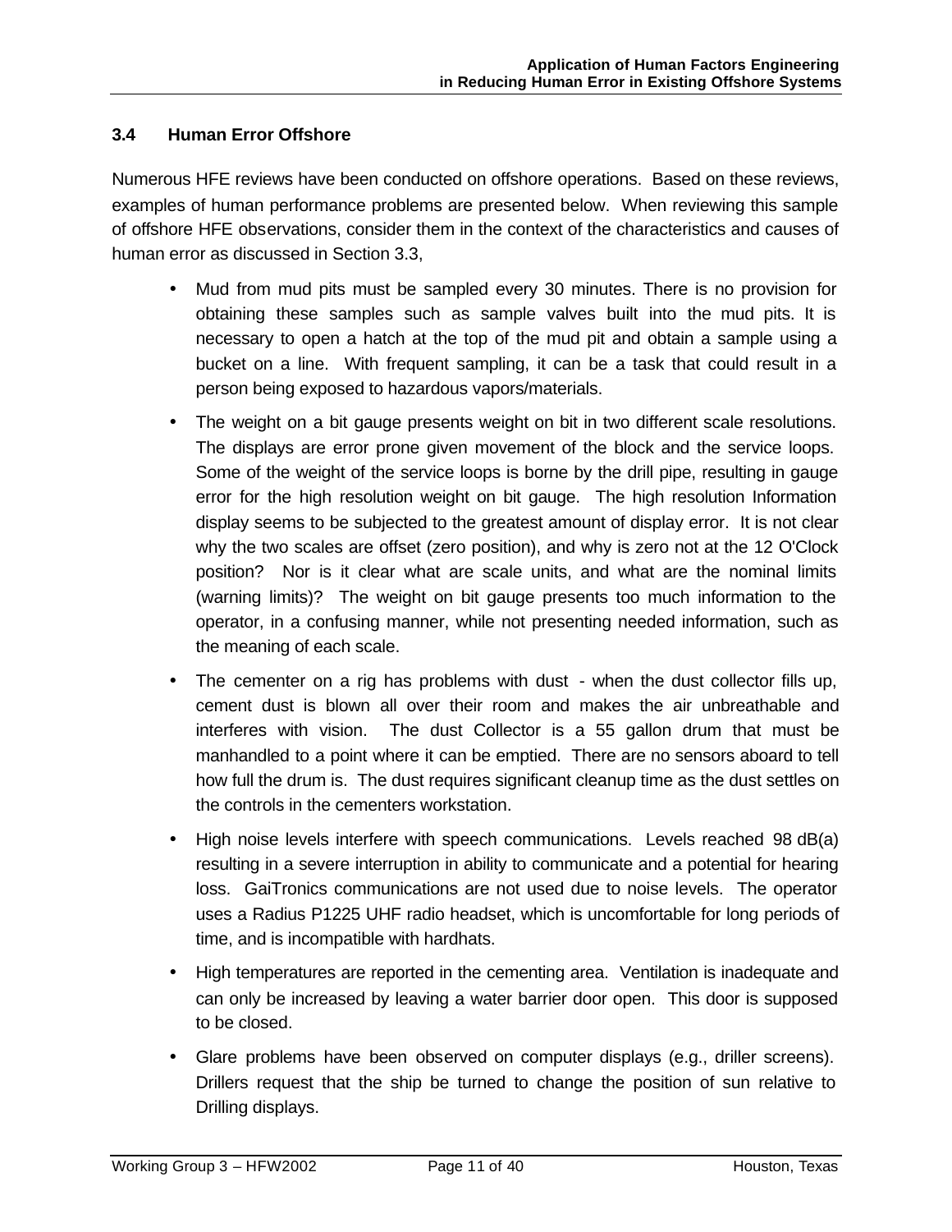### 3.4 Human Error Offshore

Numerous HFE reviews have been conducted on offshore operations. Based on these reviews, examples of human performance problems are presented below. When reviewing this sample of offshore HFE observations, consider them in the context of the characteristics and causes of human error as discussed in Section 3.3,

- Mud from mud pits must be sampled every 30 minutes. There is no provision for obtaining these samples such as sample valves built into the mud pits. It is necessary to open a hatch at the top of the mud pit and obtain a sample using a bucket on a line. With frequent sampling, it can be a task that could result in a person being exposed to hazardous vapors/materials.
- The weight on a bit gauge presents weight on bit in two different scale resolutions. The displays are error prone given movement of the block and the service loops. Some of the weight of the service loops is borne by the drill pipe, resulting in gauge error for the high resolution weight on bit gauge. The high resolution Information display seems to be subjected to the greatest amount of display error. It is not clear why the two scales are offset (zero position), and why is zero not at the 12 O'Clock position? Nor is it clear what are scale units, and what are the nominal limits (warning limits)? The weight on bit gauge presents too much information to the operator, in a confusing manner, while not presenting needed information, such as the meaning of each scale.
- The cementer on a rig has problems with dust - when the dust collector fills up, cement dust is blown all over their room and makes the air unbreathable and interferes with vision. The dust Collector is a 55 gallon drum that must be manhandled to a point where it can be emptied. There are no sensors aboard to tell how full the drum is. The dust requires significant cleanup time as the dust settles on the controls in the cementers workstation.
- High noise levels interfere with speech communications. Levels reached 98 dB(a) resulting in a severe interruption in ability to communicate and a potential for hearing loss. GaiTronics communications are not used due to noise levels. The operator uses a Radius P1225 UHF radio headset, which is uncomfortable for long periods of time, and is incompatible with hardhats.
- High temperatures are reported in the cementing area. Ventilation is inadequate and can only be increased by leaving a water barrier door open. This door is supposed to be closed.
- Glare problems have been observed on computer displays (e.g., driller screens). Drillers request that the ship be turned to change the position of sun relative to Drilling displays.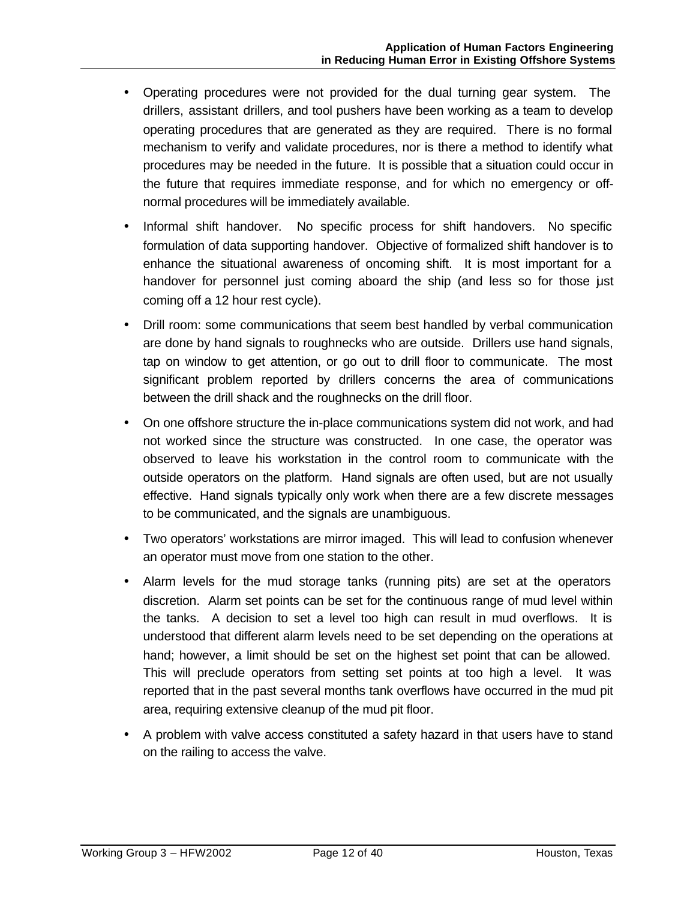- Operating procedures were not provided for the dual turning gear system. The drillers, assistant drillers, and tool pushers have been working as a team to develop operating procedures that are generated as they are required. There is no formal mechanism to verify and validate procedures, nor is there a method to identify what procedures may be needed in the future. It is possible that a situation could occur in the future that requires immediate response, and for which no emergency or off-normal procedures will be immediately available.
- Informal shift handover. No specific process for shift handovers. No specific formulation of data supporting handover. Objective of formalized shift handover is to enhance the situational awareness of oncoming shift. It is most important for a handover for personnel just coming aboard the ship (and less so for those just coming off a 12 hour rest cycle).
- Drill room: some communications that seem best handled by verbal communication are done by hand signals to roughnecks who are outside. Drillers use hand signals, tap on window to get attention, or go out to drill floor to communicate. The most significant problem reported by drillers concerns the area of communications between the drill shack and the roughnecks on the drill floor.
- On one offshore structure the in-place communications system did not work, and had not worked since the structure was constructed. In one case, the operator was observed to leave his workstation in the control room to communicate with the outside operators on the platform. Hand signals are often used, but are not usually effective. Hand signals typically only work when there are a few discrete messages to be communicated, and the signals are unambiguous.
- Two operators' workstations are mirror imaged. This will lead to confusion whenever an operator must move from one station to the other.
- Alarm levels for the mud storage tanks (running pits) are set at the operators discretion. Alarm set points can be set for the continuous range of mud level within the tanks. A decision to set a level too high can result in mud overflows. It is understood that different alarm levels need to be set depending on the operations at hand; however, a limit should be set on the highest set point that can be allowed. This will preclude operators from setting set points at too high a level. It was reported that in the past several months tank overflows have occurred in the mud pit area, requiring extensive cleanup of the mud pit floor.
- A problem with valve access constituted a safety hazard in that users have to stand on the railing to access the valve.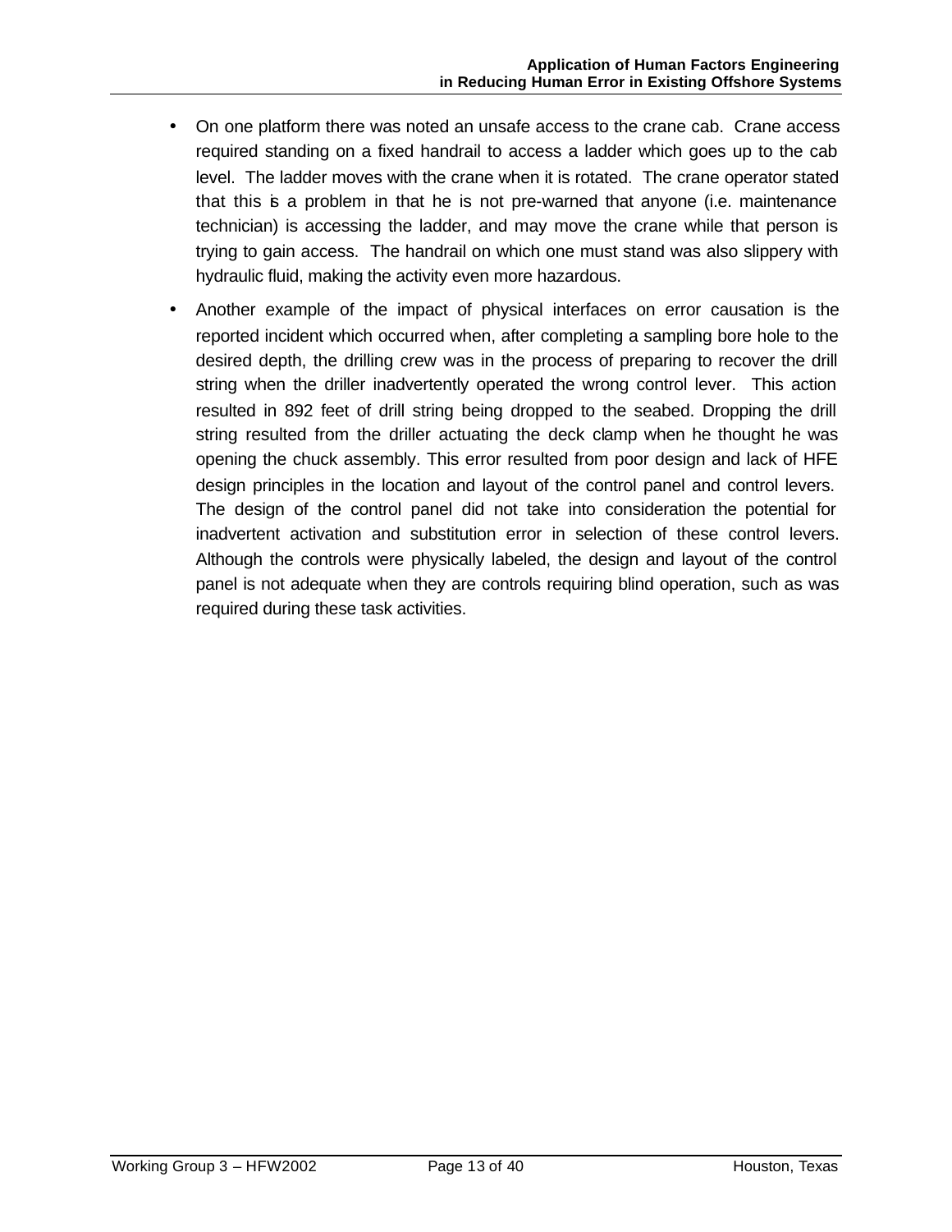- On one platform there was noted an unsafe access to the crane cab. Crane access required standing on a fixed handrail to access a ladder which goes up to the cab level. The ladder moves with the crane when it is rotated. The crane operator stated that this is a problem in that he is not pre-warned that anyone (i.e. maintenance technician) is accessing the ladder, and may move the crane while that person is trying to gain access. The handrail on which one must stand was also slippery with hydraulic fluid, making the activity even more hazardous.
- Another example of the impact of physical interfaces on error causation is the reported incident which occurred when, after completing a sampling bore hole to the desired depth, the drilling crew was in the process of preparing to recover the drill string when the driller inadvertently operated the wrong control lever. This action resulted in 892 feet of drill string being dropped to the seabed. Dropping the drill string resulted from the driller actuating the deck clamp when he thought he was opening the chuck assembly. This error resulted from poor design and lack of HFE design principles in the location and layout of the control panel and control levers. The design of the control panel did not take into consideration the potential for inadvertent activation and substitution error in selection of these control levers. Although the controls were physically labeled, the design and layout of the control panel is not adequate when they are controls requiring blind operation, such as was required during these task activities.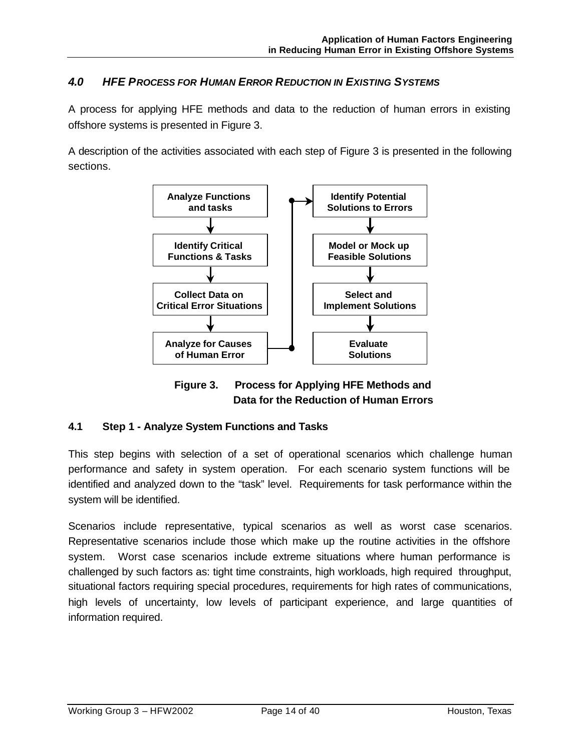## *4.0 HFE PROCESS FOR HUMAN ERROR REDUCTION IN EXISTING SYSTEMS*

A process for applying HFE methods and data to the reduction of human errors in existing offshore systems is presented in Figure 3.

A description of the activities associated with each step of Figure 3 is presented in the following sections.

Analyze Functions and tasks

Identify Critical Functions & Tasks

Collect Data on Critical Error Situations

Analyze for Causes of Human Error

Identify Potential Solutions to Errors

Model or Mock up Feasible Solutions

Select and Implement Solutions

Evaluate Solutions

**Figure 3. Process for Applying HFE Methods and Data for the Reduction of Human Errors**

### 4.1 Step 1 - Analyze System Functions and Tasks

This step begins with selection of a set of operational scenarios which challenge human performance and safety in system operation. For each scenario system functions will be identified and analyzed down to the "task" level. Requirements for task performance within the system will be identified.

Scenarios include representative, typical scenarios as well as worst case scenarios. Representative scenarios include those which make up the routine activities in the offshore system. Worst case scenarios include extreme situations where human performance is challenged by such factors as: tight time constraints, high workloads, high required throughput, situational factors requiring special procedures, requirements for high rates of communications, high levels of uncertainty, low levels of participant experience, and large quantities of information required.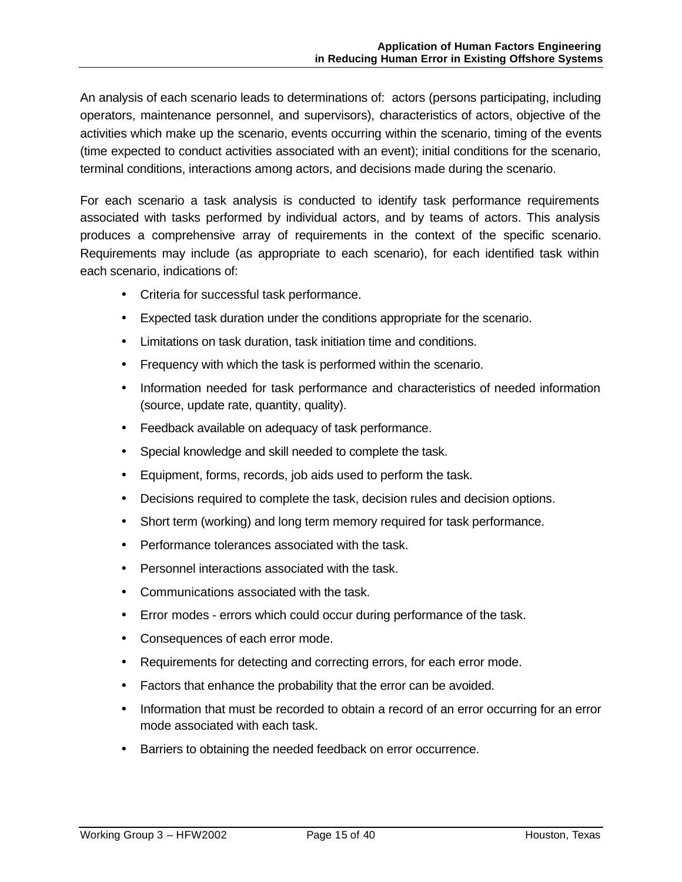An analysis of each scenario leads to determinations of: actors (persons participating, including operators, maintenance personnel, and supervisors), characteristics of actors, objective of the activities which make up the scenario, events occurring within the scenario, timing of the events (time expected to conduct activities associated with an event); initial conditions for the scenario, terminal conditions, interactions among actors, and decisions made during the scenario.

For each scenario a task analysis is conducted to identify task performance requirements associated with tasks performed by individual actors, and by teams of actors. This analysis produces a comprehensive array of requirements in the context of the specific scenario. Requirements may include (as appropriate to each scenario), for each identified task within each scenario, indications of:

- Criteria for successful task performance.
- Expected task duration under the conditions appropriate for the scenario.
- Limitations on task duration, task initiation time and conditions.
- Frequency with which the task is performed within the scenario.
- Information needed for task performance and characteristics of needed information (source, update rate, quantity, quality).
- Feedback available on adequacy of task performance.
- Special knowledge and skill needed to complete the task.
- Equipment, forms, records, job aids used to perform the task.
- Decisions required to complete the task, decision rules and decision options.
- Short term (working) and long term memory required for task performance.
- Performance tolerances associated with the task.
- Personnel interactions associated with the task.
- Communications associated with the task.
- Error modes - errors which could occur during performance of the task.
- Consequences of each error mode.
- Requirements for detecting and correcting errors, for each error mode.
- Factors that enhance the probability that the error can be avoided.
- Information that must be recorded to obtain a record of an error occurring for an error mode associated with each task.
- Barriers to obtaining the needed feedback on error occurrence.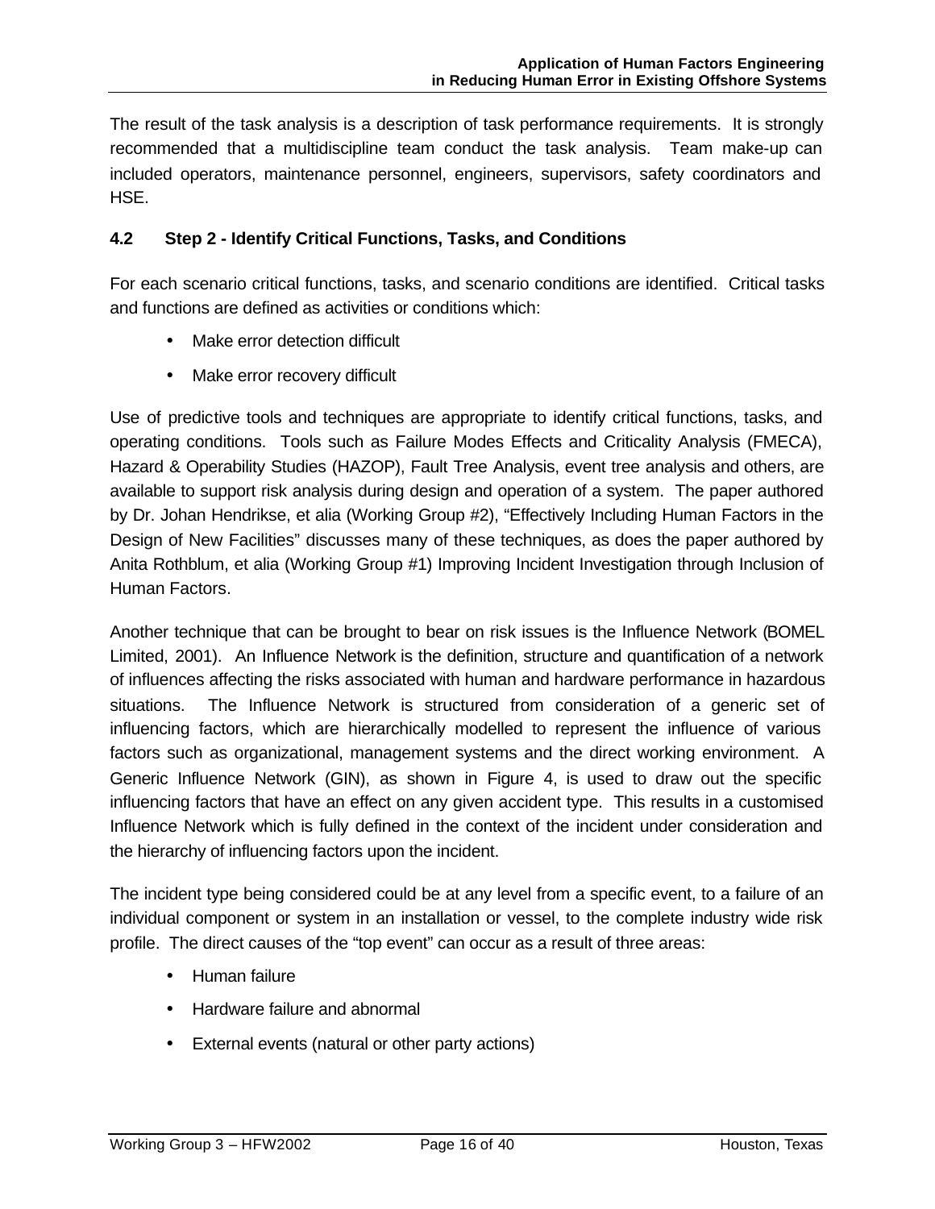The result of the task analysis is a description of task performance requirements. It is strongly recommended that a multidiscipline team conduct the task analysis. Team make-up can included operators, maintenance personnel, engineers, supervisors, safety coordinators and HSE.

### 4.2 Step 2 - Identify Critical Functions, Tasks, and Conditions

For each scenario critical functions, tasks, and scenario conditions are identified. Critical tasks and functions are defined as activities or conditions which:

- Make error detection difficult
- Make error recovery difficult

Use of predictive tools and techniques are appropriate to identify critical functions, tasks, and operating conditions. Tools such as Failure Modes Effects and Criticality Analysis (FMECA), Hazard & Operability Studies (HAZOP), Fault Tree Analysis, event tree analysis and others, are available to support risk analysis during design and operation of a system. The paper authored by Dr. Johan Hendrikse, et alia (Working Group #2), "Effectively Including Human Factors in the Design of New Facilities" discusses many of these techniques, as does the paper authored by Anita Rothblum, et alia (Working Group #1) Improving Incident Investigation through Inclusion of Human Factors.

Another technique that can be brought to bear on risk issues is the Influence Network (BOMEL Limited, 2001). An Influence Network is the definition, structure and quantification of a network of influences affecting the risks associated with human and hardware performance in hazardous situations. The Influence Network is structured from consideration of a generic set of influencing factors, which are hierarchically modelled to represent the influence of various factors such as organizational, management systems and the direct working environment. A Generic Influence Network (GIN), as shown in Figure 4, is used to draw out the specific influencing factors that have an effect on any given accident type. This results in a customised Influence Network which is fully defined in the context of the incident under consideration and the hierarchy of influencing factors upon the incident.

The incident type being considered could be at any level from a specific event, to a failure of an individual component or system in an installation or vessel, to the complete industry wide risk profile. The direct causes of the "top event" can occur as a result of three areas:

- Human failure
- Hardware failure and abnormal
- External events (natural or other party actions)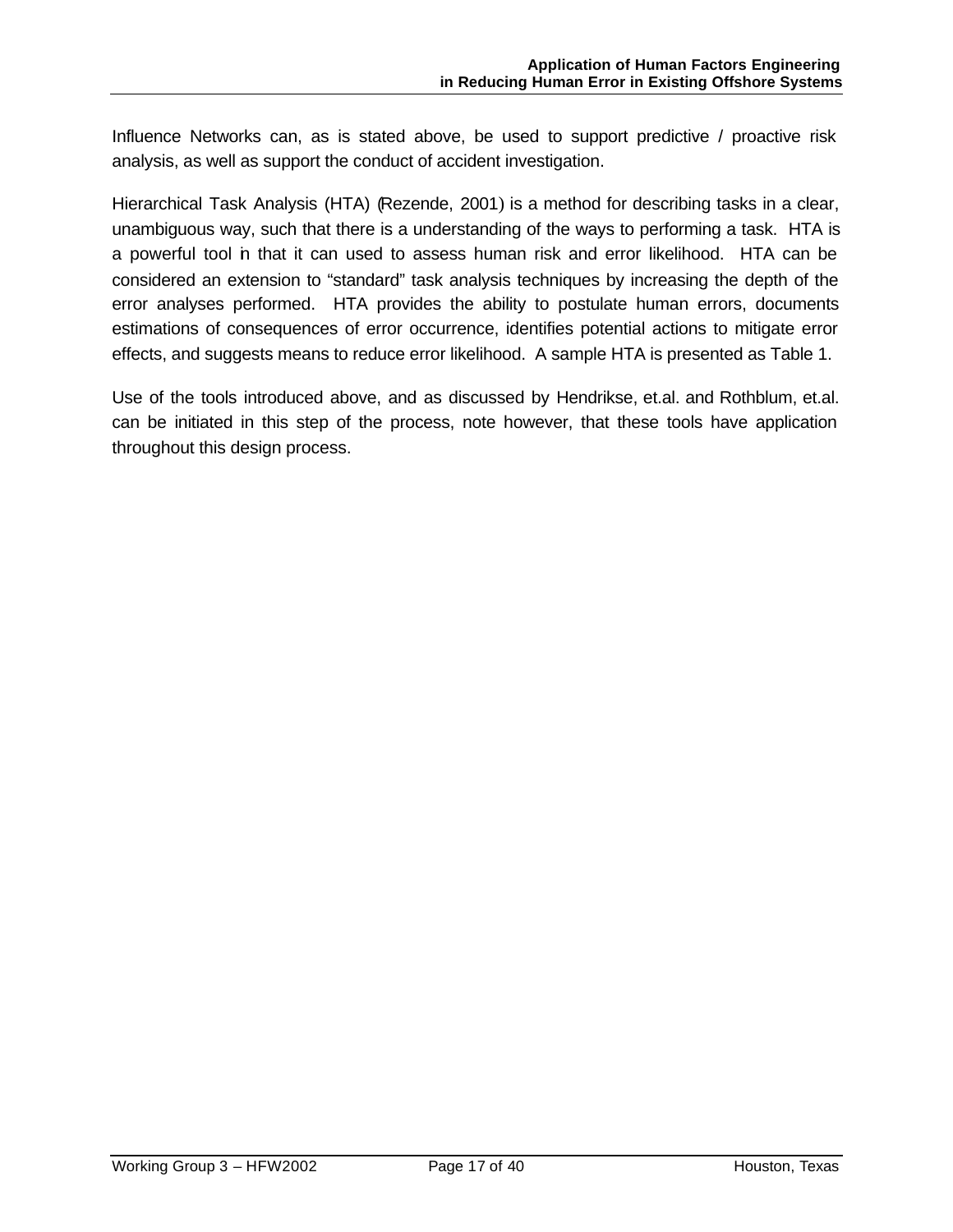Influence Networks can, as is stated above, be used to support predictive / proactive risk analysis, as well as support the conduct of accident investigation.

Hierarchical Task Analysis (HTA) (Rezende, 2001) is a method for describing tasks in a clear, unambiguous way, such that there is a understanding of the ways to performing a task. HTA is a powerful tool in that it can used to assess human risk and error likelihood. HTA can be considered an extension to "standard" task analysis techniques by increasing the depth of the error analyses performed. HTA provides the ability to postulate human errors, documents estimations of consequences of error occurrence, identifies potential actions to mitigate error effects, and suggests means to reduce error likelihood. A sample HTA is presented as Table 1.

Use of the tools introduced above, and as discussed by Hendrikse, et.al. and Rothblum, et.al. can be initiated in this step of the process, note however, that these tools have application throughout this design process.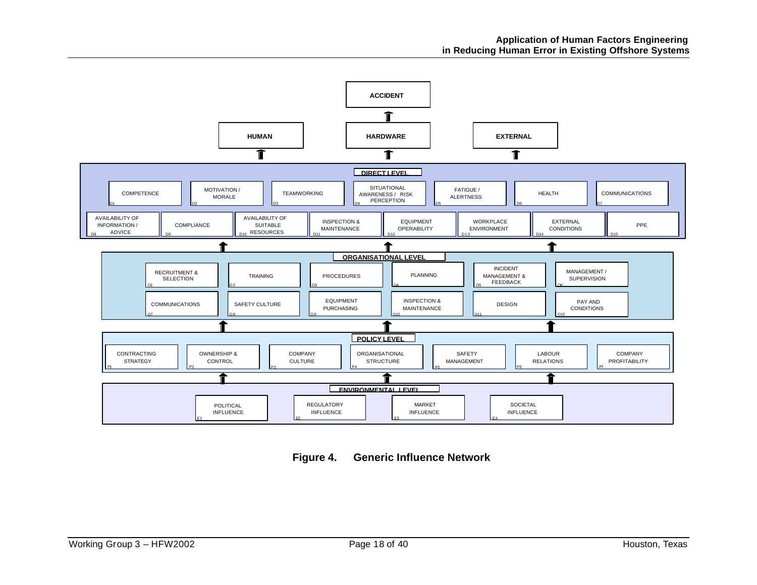**ACCIDENT**

**HUMAN** | **HARDWARE** | **EXTERNAL**

**DIRECT LEVEL**

- D1 COMPETENCE
- D2 MOTIVATION / MORALE
- D3 TEAMWORKING
- D4 SITUATIONAL AWARENESS / RISK PERCEPTION
- D5 FATIGUE / ALERTNESS
- D6 HEALTH
- D7 COMMUNICATIONS
- D8 AVAILABILITY OF INFORMATION / ADVICE
- D9 COMPLIANCE
- D10 AVAILABILITY OF SUITABLE RESOURCES
- D11 INSPECTION & MAINTENANCE
- D12 EQUIPMENT OPERABILITY
- D13 WORKPLACE ENVIRONMENT
- D14 EXTERNAL CONDITIONS
- D15 PPE

**ORGANISATIONAL LEVEL**

- O1 RECRUITMENT & SELECTION
- O2 TRAINING
- O3 PROCEDURES
- O4 PLANNING
- O5 INCIDENT MANAGEMENT & FEEDBACK
- O6 MANAGEMENT / SUPERVISION
- O7 COMMUNICATIONS
- O8 SAFETY CULTURE
- O9 EQUIPMENT PURCHASING
- O10 INSPECTION & MAINTENANCE
- O11 DESIGN
- O12 PAY AND CONDITIONS

**POLICY LEVEL**

- P1 CONTRACTING STRATEGY
- P2 OWNERSHIP & CONTROL
- P3 COMPANY CULTURE
- P4 ORGANISATIONAL STRUCTURE
- P5 SAFETY MANAGEMENT
- P6 LABOUR RELATIONS
- P7 COMPANY PROFITABILITY

**ENVIRONMENTAL LEVEL**

- E1 POLITICAL INFLUENCE
- E2 REGULATORY INFLUENCE
- E3 MARKET INFLUENCE
- E4 SOCIETAL INFLUENCE

**Figure 4. Generic Influence Network**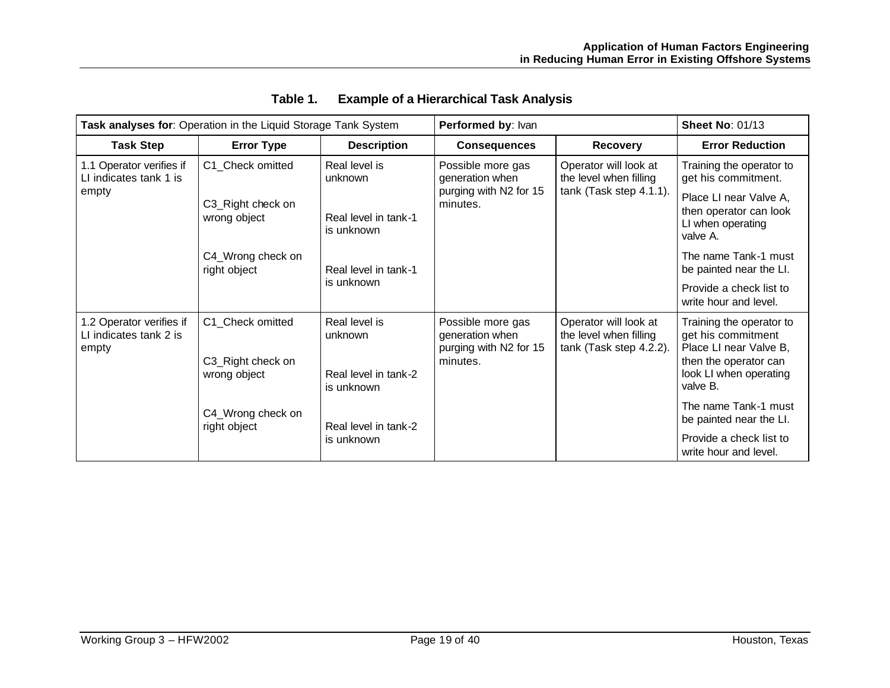**Table 1. Example of a Hierarchical Task Analysis**

| **Task analyses for**: Operation in the Liquid Storage Tank System | | | **Performed by**: Ivan | | **Sheet No**: 01/13 |
|---|---|---|---|---|---|
| **Task Step** | **Error Type** | **Description** | **Consequences** | **Recovery** | **Error Reduction** |
| 1.1 Operator verifies if LI indicates tank 1 is empty | C1_Check omitted<br><br>C3_Right check on wrong object<br><br>C4_Wrong check on right object | Real level is unknown<br><br>Real level in tank-1 is unknown<br><br>Real level in tank-1 is unknown | Possible more gas generation when purging with N2 for 15 minutes. | Operator will look at the level when filling tank (Task step 4.1.1). | Training the operator to get his commitment.<br><br>Place LI near Valve A, then operator can look LI when operating valve A.<br><br>The name Tank-1 must be painted near the LI.<br><br>Provide a check list to write hour and level. |
| 1.2 Operator verifies if LI indicates tank 2 is empty | C1_Check omitted<br><br>C3_Right check on wrong object<br><br>C4_Wrong check on right object | Real level is unknown<br><br>Real level in tank-2 is unknown<br><br>Real level in tank-2 is unknown | Possible more gas generation when purging with N2 for 15 minutes. | Operator will look at the level when filling tank (Task step 4.2.2). | Training the operator to get his commitment Place LI near Valve B, then the operator can look LI when operating valve B.<br><br>The name Tank-1 must be painted near the LI.<br><br>Provide a check list to write hour and level. |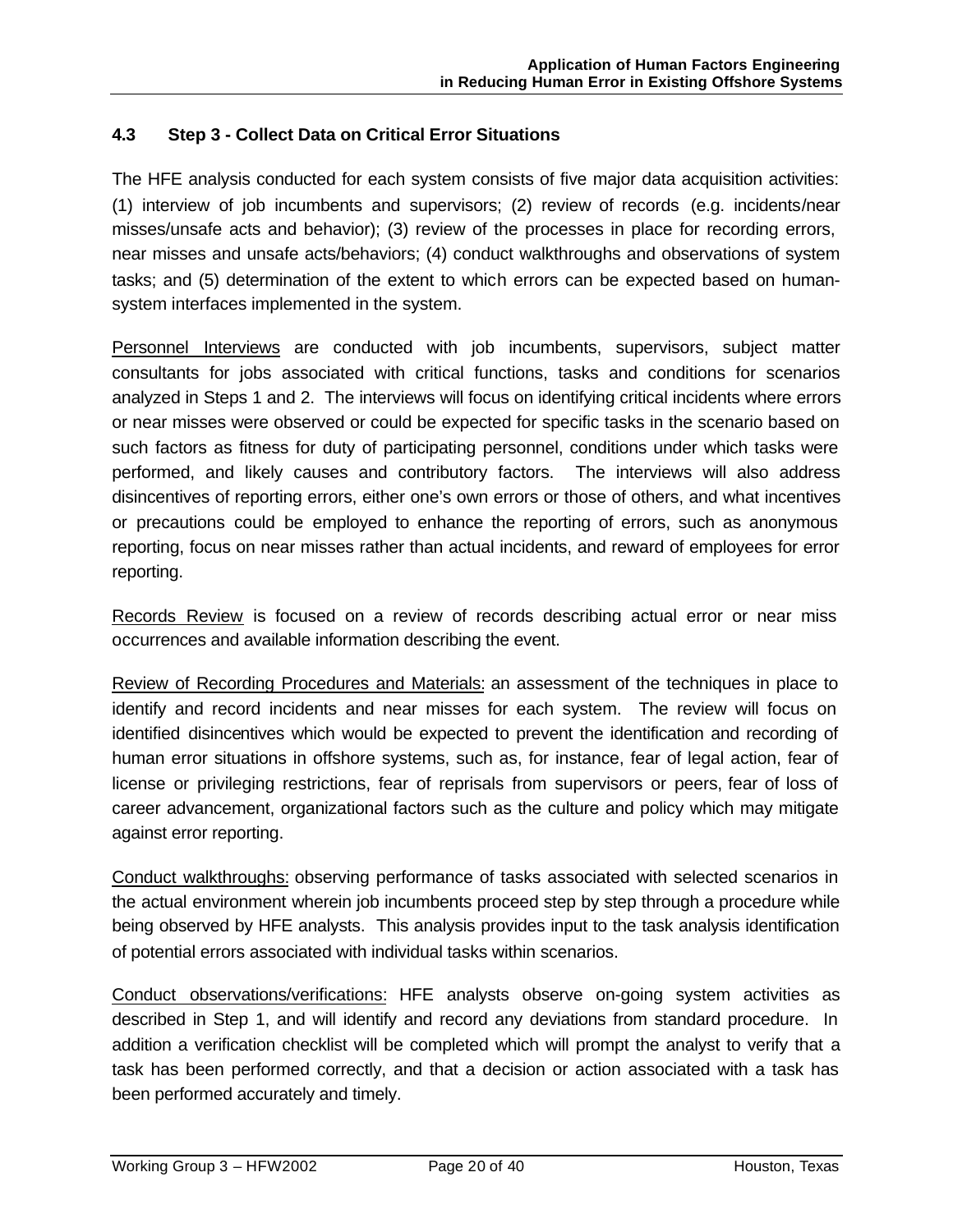### 4.3 Step 3 - Collect Data on Critical Error Situations

The HFE analysis conducted for each system consists of five major data acquisition activities: (1) interview of job incumbents and supervisors; (2) review of records (e.g. incidents/near misses/unsafe acts and behavior); (3) review of the processes in place for recording errors, near misses and unsafe acts/behaviors; (4) conduct walkthroughs and observations of system tasks; and (5) determination of the extent to which errors can be expected based on human-system interfaces implemented in the system.

<u>Personnel Interviews</u> are conducted with job incumbents, supervisors, subject matter consultants for jobs associated with critical functions, tasks and conditions for scenarios analyzed in Steps 1 and 2. The interviews will focus on identifying critical incidents where errors or near misses were observed or could be expected for specific tasks in the scenario based on such factors as fitness for duty of participating personnel, conditions under which tasks were performed, and likely causes and contributory factors. The interviews will also address disincentives of reporting errors, either one's own errors or those of others, and what incentives or precautions could be employed to enhance the reporting of errors, such as anonymous reporting, focus on near misses rather than actual incidents, and reward of employees for error reporting.

<u>Records Review</u> is focused on a review of records describing actual error or near miss occurrences and available information describing the event.

<u>Review of Recording Procedures and Materials:</u> an assessment of the techniques in place to identify and record incidents and near misses for each system. The review will focus on identified disincentives which would be expected to prevent the identification and recording of human error situations in offshore systems, such as, for instance, fear of legal action, fear of license or privileging restrictions, fear of reprisals from supervisors or peers, fear of loss of career advancement, organizational factors such as the culture and policy which may mitigate against error reporting.

<u>Conduct walkthroughs:</u> observing performance of tasks associated with selected scenarios in the actual environment wherein job incumbents proceed step by step through a procedure while being observed by HFE analysts. This analysis provides input to the task analysis identification of potential errors associated with individual tasks within scenarios.

<u>Conduct observations/verifications</u>: HFE analysts observe on-going system activities as described in Step 1, and will identify and record any deviations from standard procedure. In addition a verification checklist will be completed which will prompt the analyst to verify that a task has been performed correctly, and that a decision or action associated with a task has been performed accurately and timely.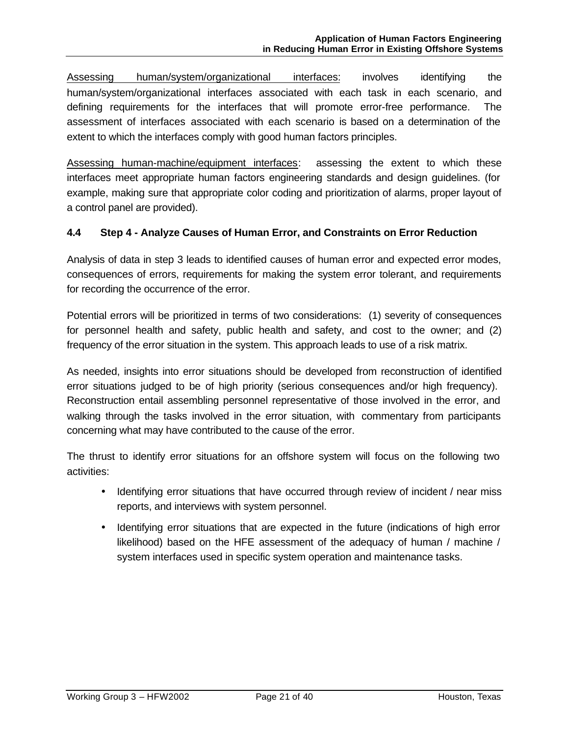Assessing human/system/organizational interfaces: involves identifying the human/system/organizational interfaces associated with each task in each scenario, and defining requirements for the interfaces that will promote error-free performance. The assessment of interfaces associated with each scenario is based on a determination of the extent to which the interfaces comply with good human factors principles.

Assessing human-machine/equipment interfaces: assessing the extent to which these interfaces meet appropriate human factors engineering standards and design guidelines. (for example, making sure that appropriate color coding and prioritization of alarms, proper layout of a control panel are provided).

### 4.4 Step 4 - Analyze Causes of Human Error, and Constraints on Error Reduction

Analysis of data in step 3 leads to identified causes of human error and expected error modes, consequences of errors, requirements for making the system error tolerant, and requirements for recording the occurrence of the error.

Potential errors will be prioritized in terms of two considerations: (1) severity of consequences for personnel health and safety, public health and safety, and cost to the owner; and (2) frequency of the error situation in the system. This approach leads to use of a risk matrix.

As needed, insights into error situations should be developed from reconstruction of identified error situations judged to be of high priority (serious consequences and/or high frequency). Reconstruction entail assembling personnel representative of those involved in the error, and walking through the tasks involved in the error situation, with commentary from participants concerning what may have contributed to the cause of the error.

The thrust to identify error situations for an offshore system will focus on the following two activities:

- Identifying error situations that have occurred through review of incident / near miss reports, and interviews with system personnel.
- Identifying error situations that are expected in the future (indications of high error likelihood) based on the HFE assessment of the adequacy of human / machine / system interfaces used in specific system operation and maintenance tasks.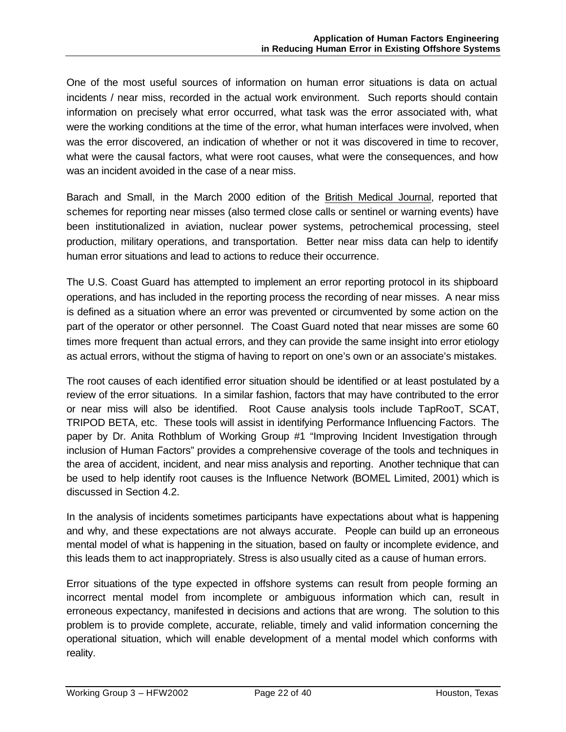One of the most useful sources of information on human error situations is data on actual incidents / near miss, recorded in the actual work environment. Such reports should contain information on precisely what error occurred, what task was the error associated with, what were the working conditions at the time of the error, what human interfaces were involved, when was the error discovered, an indication of whether or not it was discovered in time to recover, what were the causal factors, what were root causes, what were the consequences, and how was an incident avoided in the case of a near miss.

Barach and Small, in the March 2000 edition of the British Medical Journal, reported that schemes for reporting near misses (also termed close calls or sentinel or warning events) have been institutionalized in aviation, nuclear power systems, petrochemical processing, steel production, military operations, and transportation. Better near miss data can help to identify human error situations and lead to actions to reduce their occurrence.

The U.S. Coast Guard has attempted to implement an error reporting protocol in its shipboard operations, and has included in the reporting process the recording of near misses. A near miss is defined as a situation where an error was prevented or circumvented by some action on the part of the operator or other personnel. The Coast Guard noted that near misses are some 60 times more frequent than actual errors, and they can provide the same insight into error etiology as actual errors, without the stigma of having to report on one's own or an associate's mistakes.

The root causes of each identified error situation should be identified or at least postulated by a review of the error situations. In a similar fashion, factors that may have contributed to the error or near miss will also be identified. Root Cause analysis tools include TapRooT, SCAT, TRIPOD BETA, etc. These tools will assist in identifying Performance Influencing Factors. The paper by Dr. Anita Rothblum of Working Group #1 "Improving Incident Investigation through inclusion of Human Factors" provides a comprehensive coverage of the tools and techniques in the area of accident, incident, and near miss analysis and reporting. Another technique that can be used to help identify root causes is the Influence Network (BOMEL Limited, 2001) which is discussed in Section 4.2.

In the analysis of incidents sometimes participants have expectations about what is happening and why, and these expectations are not always accurate. People can build up an erroneous mental model of what is happening in the situation, based on faulty or incomplete evidence, and this leads them to act inappropriately. Stress is also usually cited as a cause of human errors.

Error situations of the type expected in offshore systems can result from people forming an incorrect mental model from incomplete or ambiguous information which can, result in erroneous expectancy, manifested in decisions and actions that are wrong. The solution to this problem is to provide complete, accurate, reliable, timely and valid information concerning the operational situation, which will enable development of a mental model which conforms with reality.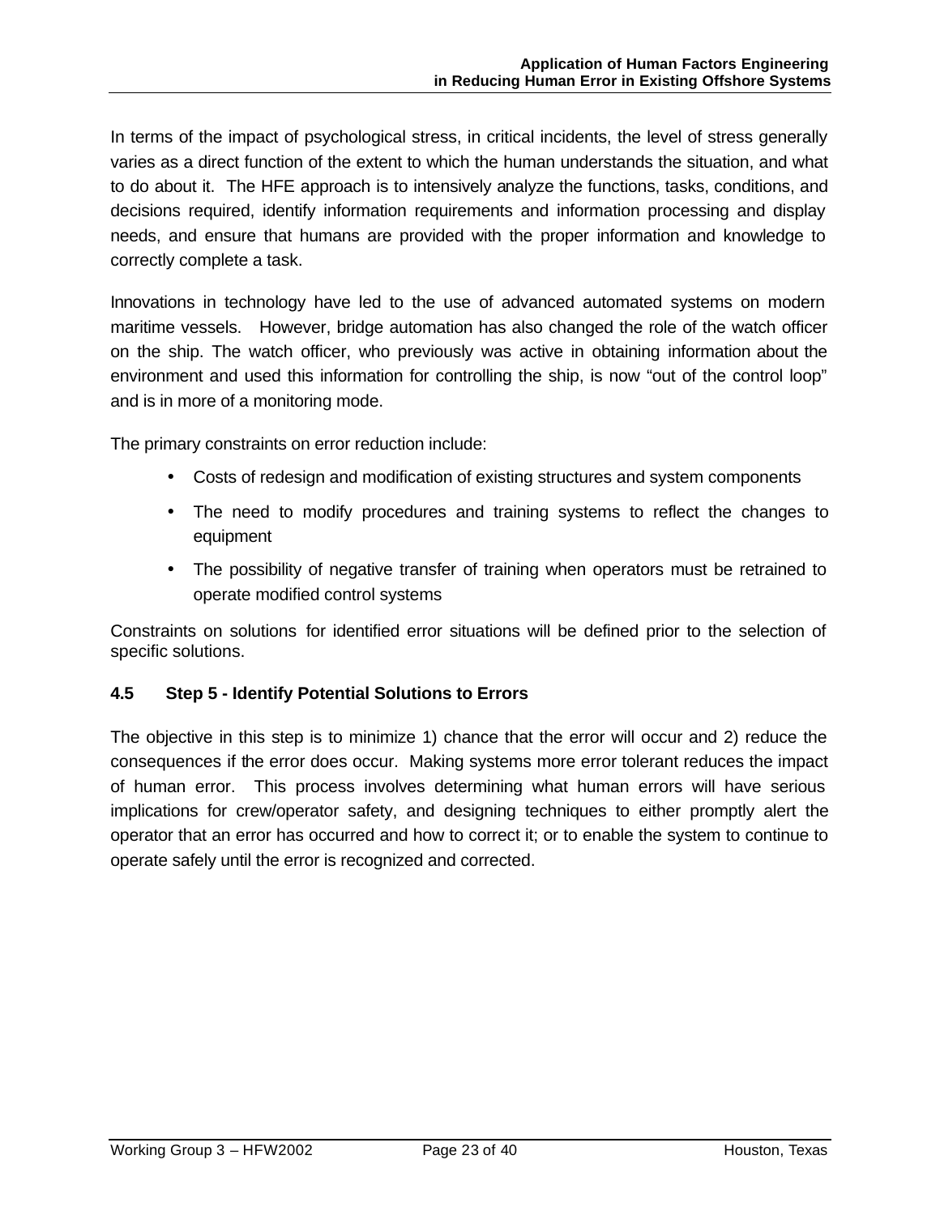In terms of the impact of psychological stress, in critical incidents, the level of stress generally varies as a direct function of the extent to which the human understands the situation, and what to do about it. The HFE approach is to intensively analyze the functions, tasks, conditions, and decisions required, identify information requirements and information processing and display needs, and ensure that humans are provided with the proper information and knowledge to correctly complete a task.

Innovations in technology have led to the use of advanced automated systems on modern maritime vessels. However, bridge automation has also changed the role of the watch officer on the ship. The watch officer, who previously was active in obtaining information about the environment and used this information for controlling the ship, is now "out of the control loop" and is in more of a monitoring mode.

The primary constraints on error reduction include:

- Costs of redesign and modification of existing structures and system components
- The need to modify procedures and training systems to reflect the changes to equipment
- The possibility of negative transfer of training when operators must be retrained to operate modified control systems

Constraints on solutions for identified error situations will be defined prior to the selection of specific solutions.

### 4.5 Step 5 - Identify Potential Solutions to Errors

The objective in this step is to minimize 1) chance that the error will occur and 2) reduce the consequences if the error does occur. Making systems more error tolerant reduces the impact of human error. This process involves determining what human errors will have serious implications for crew/operator safety, and designing techniques to either promptly alert the operator that an error has occurred and how to correct it; or to enable the system to continue to operate safely until the error is recognized and corrected.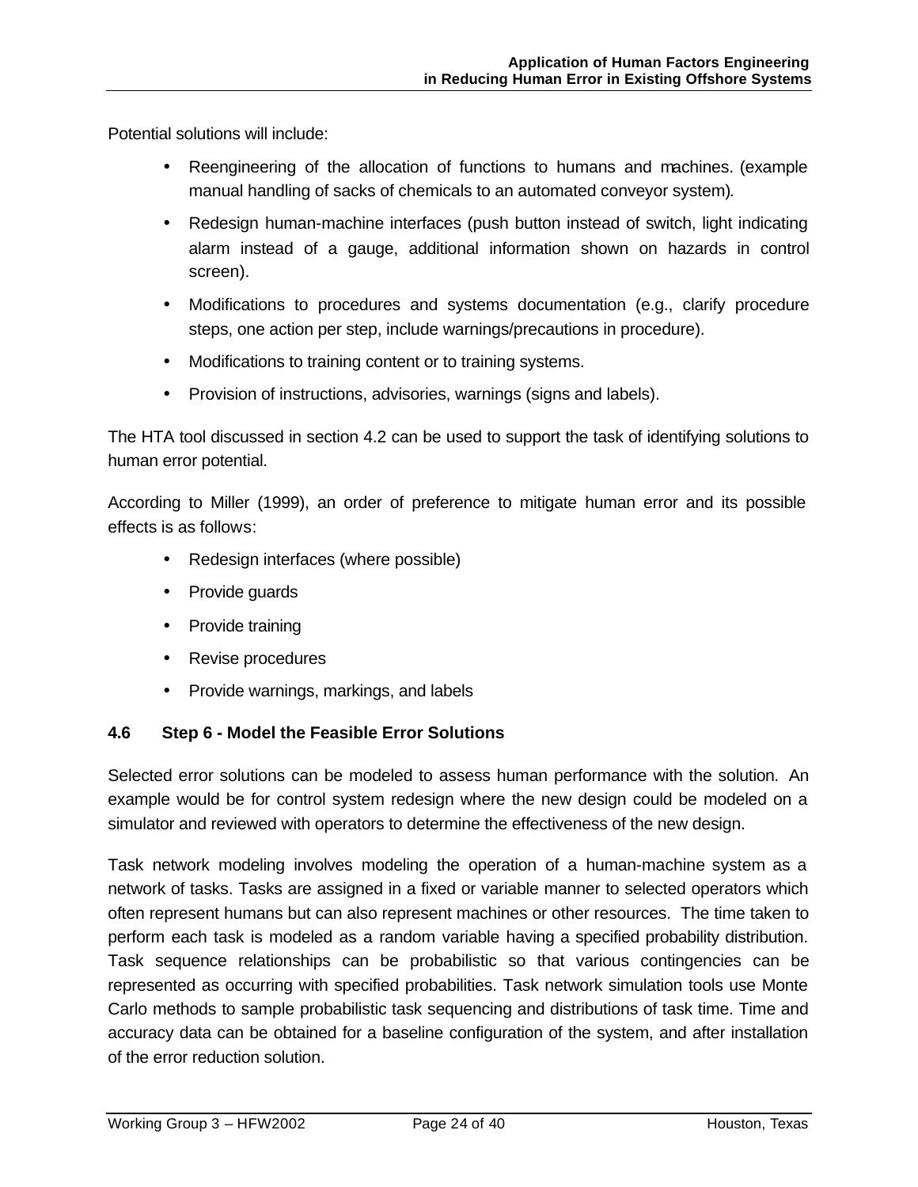Potential solutions will include:

- Reengineering of the allocation of functions to humans and machines. (example manual handling of sacks of chemicals to an automated conveyor system).
- Redesign human-machine interfaces (push button instead of switch, light indicating alarm instead of a gauge, additional information shown on hazards in control screen).
- Modifications to procedures and systems documentation (e.g., clarify procedure steps, one action per step, include warnings/precautions in procedure).
- Modifications to training content or to training systems.
- Provision of instructions, advisories, warnings (signs and labels).

The HTA tool discussed in section 4.2 can be used to support the task of identifying solutions to human error potential.

According to Miller (1999), an order of preference to mitigate human error and its possible effects is as follows:

- Redesign interfaces (where possible)
- Provide guards
- Provide training
- Revise procedures
- Provide warnings, markings, and labels

### 4.6 Step 6 - Model the Feasible Error Solutions

Selected error solutions can be modeled to assess human performance with the solution. An example would be for control system redesign where the new design could be modeled on a simulator and reviewed with operators to determine the effectiveness of the new design.

Task network modeling involves modeling the operation of a human-machine system as a network of tasks. Tasks are assigned in a fixed or variable manner to selected operators which often represent humans but can also represent machines or other resources. The time taken to perform each task is modeled as a random variable having a specified probability distribution. Task sequence relationships can be probabilistic so that various contingencies can be represented as occurring with specified probabilities. Task network simulation tools use Monte Carlo methods to sample probabilistic task sequencing and distributions of task time. Time and accuracy data can be obtained for a baseline configuration of the system, and after installation of the error reduction solution.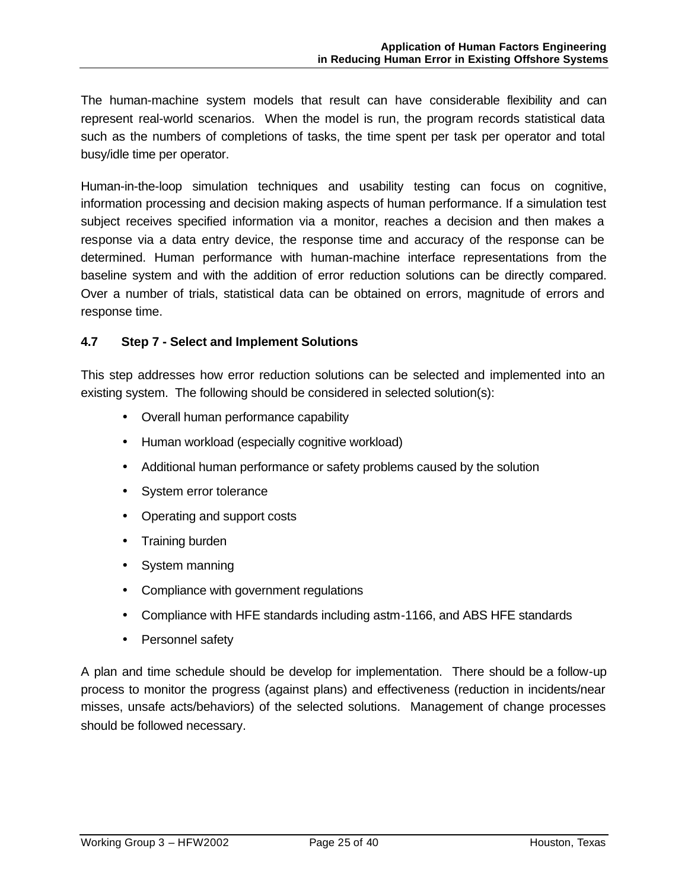The human-machine system models that result can have considerable flexibility and can represent real-world scenarios. When the model is run, the program records statistical data such as the numbers of completions of tasks, the time spent per task per operator and total busy/idle time per operator.

Human-in-the-loop simulation techniques and usability testing can focus on cognitive, information processing and decision making aspects of human performance. If a simulation test subject receives specified information via a monitor, reaches a decision and then makes a response via a data entry device, the response time and accuracy of the response can be determined. Human performance with human-machine interface representations from the baseline system and with the addition of error reduction solutions can be directly compared. Over a number of trials, statistical data can be obtained on errors, magnitude of errors and response time.

### 4.7 Step 7 - Select and Implement Solutions

This step addresses how error reduction solutions can be selected and implemented into an existing system. The following should be considered in selected solution(s):

- Overall human performance capability
- Human workload (especially cognitive workload)
- Additional human performance or safety problems caused by the solution
- System error tolerance
- Operating and support costs
- Training burden
- System manning
- Compliance with government regulations
- Compliance with HFE standards including astm-1166, and ABS HFE standards
- Personnel safety

A plan and time schedule should be develop for implementation. There should be a follow-up process to monitor the progress (against plans) and effectiveness (reduction in incidents/near misses, unsafe acts/behaviors) of the selected solutions. Management of change processes should be followed necessary.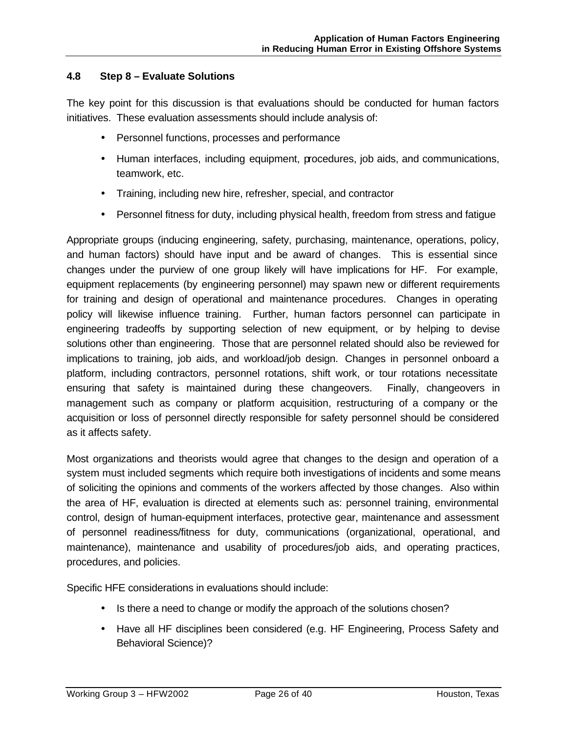### 4.8 Step 8 – Evaluate Solutions

The key point for this discussion is that evaluations should be conducted for human factors initiatives. These evaluation assessments should include analysis of:

- Personnel functions, processes and performance
- Human interfaces, including equipment, procedures, job aids, and communications, teamwork, etc.
- Training, including new hire, refresher, special, and contractor
- Personnel fitness for duty, including physical health, freedom from stress and fatigue

Appropriate groups (inducing engineering, safety, purchasing, maintenance, operations, policy, and human factors) should have input and be award of changes. This is essential since changes under the purview of one group likely will have implications for HF. For example, equipment replacements (by engineering personnel) may spawn new or different requirements for training and design of operational and maintenance procedures. Changes in operating policy will likewise influence training. Further, human factors personnel can participate in engineering tradeoffs by supporting selection of new equipment, or by helping to devise solutions other than engineering. Those that are personnel related should also be reviewed for implications to training, job aids, and workload/job design. Changes in personnel onboard a platform, including contractors, personnel rotations, shift work, or tour rotations necessitate ensuring that safety is maintained during these changeovers. Finally, changeovers in management such as company or platform acquisition, restructuring of a company or the acquisition or loss of personnel directly responsible for safety personnel should be considered as it affects safety.

Most organizations and theorists would agree that changes to the design and operation of a system must included segments which require both investigations of incidents and some means of soliciting the opinions and comments of the workers affected by those changes. Also within the area of HF, evaluation is directed at elements such as: personnel training, environmental control, design of human-equipment interfaces, protective gear, maintenance and assessment of personnel readiness/fitness for duty, communications (organizational, operational, and maintenance), maintenance and usability of procedures/job aids, and operating practices, procedures, and policies.

Specific HFE considerations in evaluations should include:

- Is there a need to change or modify the approach of the solutions chosen?
- Have all HF disciplines been considered (e.g. HF Engineering, Process Safety and Behavioral Science)?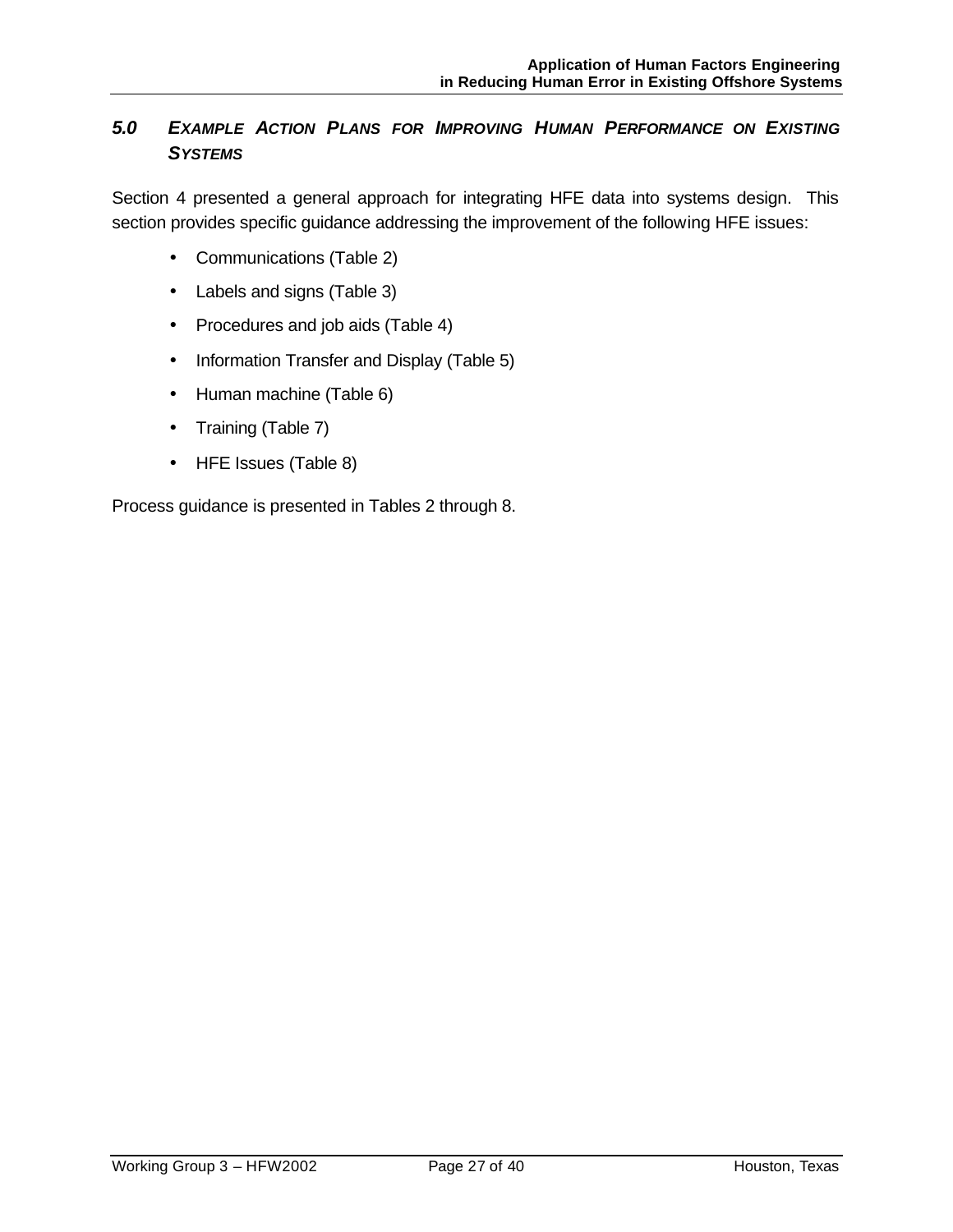## *5.0 EXAMPLE ACTION PLANS FOR IMPROVING HUMAN PERFORMANCE ON EXISTING SYSTEMS*

Section 4 presented a general approach for integrating HFE data into systems design. This section provides specific guidance addressing the improvement of the following HFE issues:

- Communications (Table 2)
- Labels and signs (Table 3)
- Procedures and job aids (Table 4)
- Information Transfer and Display (Table 5)
- Human machine (Table 6)
- Training (Table 7)
- HFE Issues (Table 8)

Process guidance is presented in Tables 2 through 8.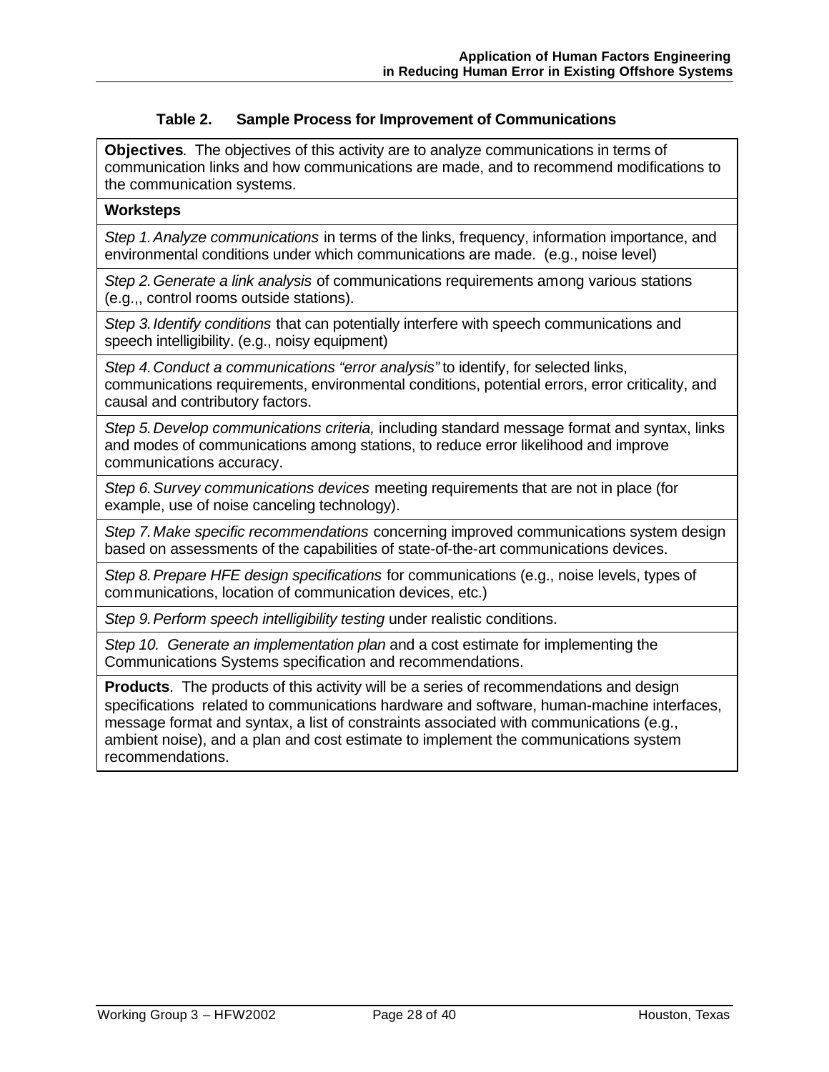**Table 2. Sample Process for Improvement of Communications**

| **Objectives**. The objectives of this activity are to analyze communications in terms of communication links and how communications are made, and to recommend modifications to the communication systems. |
|---|
| **Worksteps** |
| *Step 1. Analyze communications* in terms of the links, frequency, information importance, and environmental conditions under which communications are made. (e.g., noise level) |
| *Step 2. Generate a link analysis* of communications requirements among various stations (e.g.,, control rooms outside stations). |
| *Step 3. Identify conditions* that can potentially interfere with speech communications and speech intelligibility. (e.g., noisy equipment) |
| *Step 4. Conduct a communications "error analysis"* to identify, for selected links, communications requirements, environmental conditions, potential errors, error criticality, and causal and contributory factors. |
| *Step 5. Develop communications criteria,* including standard message format and syntax, links and modes of communications among stations, to reduce error likelihood and improve communications accuracy. |
| *Step 6. Survey communications devices* meeting requirements that are not in place (for example, use of noise canceling technology). |
| *Step 7. Make specific recommendations* concerning improved communications system design based on assessments of the capabilities of state-of-the-art communications devices. |
| *Step 8. Prepare HFE design specifications* for communications (e.g., noise levels, types of communications, location of communication devices, etc.) |
| *Step 9. Perform speech intelligibility testing* under realistic conditions. |
| *Step 10. Generate an implementation plan* and a cost estimate for implementing the Communications Systems specification and recommendations. |
| **Products**. The products of this activity will be a series of recommendations and design specifications related to communications hardware and software, human-machine interfaces, message format and syntax, a list of constraints associated with communications (e.g., ambient noise), and a plan and cost estimate to implement the communications system recommendations. |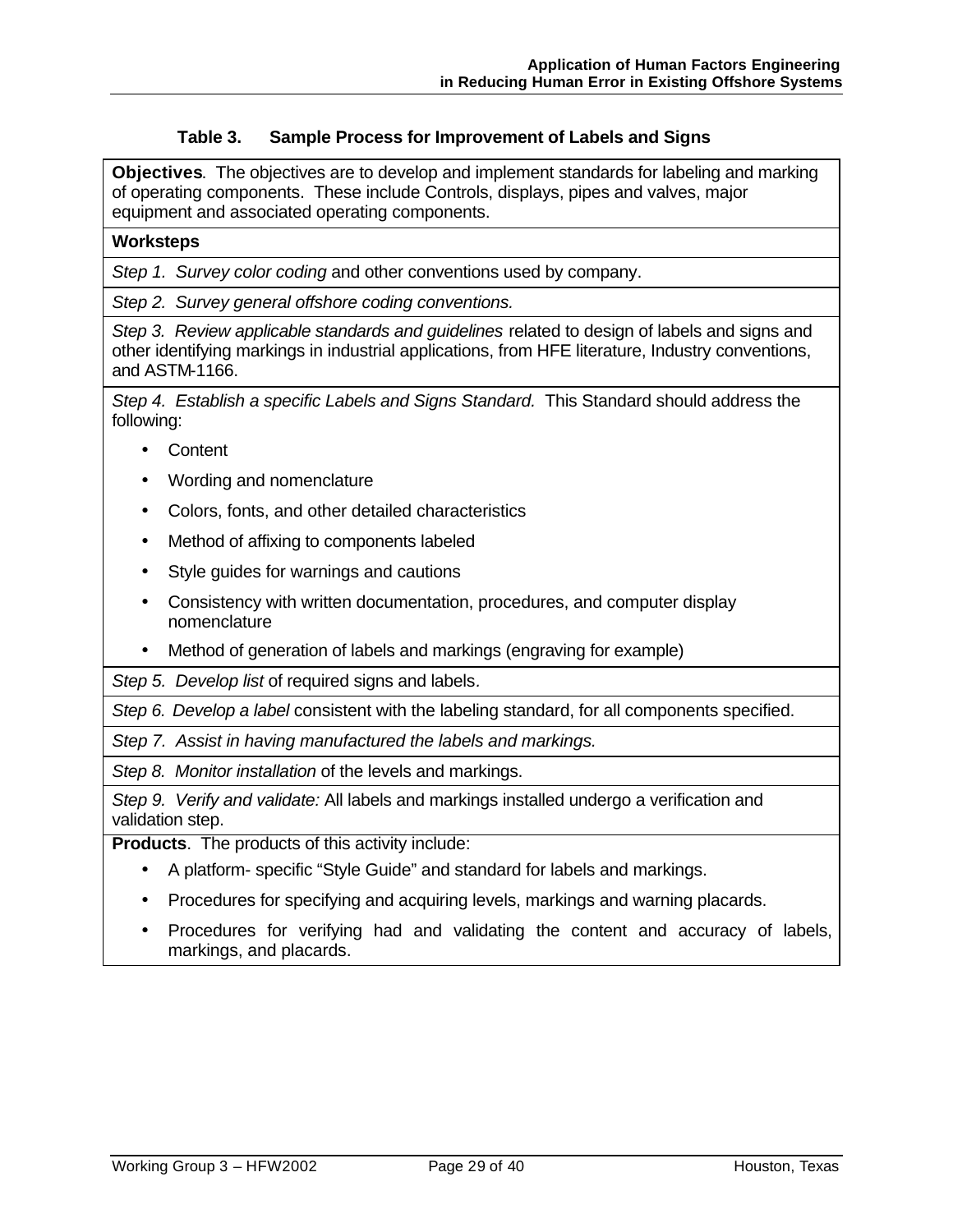**Table 3. Sample Process for Improvement of Labels and Signs**

**Objectives**. The objectives are to develop and implement standards for labeling and marking of operating components. These include Controls, displays, pipes and valves, major equipment and associated operating components.

**Worksteps**

*Step 1. Survey color coding* and other conventions used by company.

*Step 2. Survey general offshore coding conventions.*

*Step 3. Review applicable standards and guidelines* related to design of labels and signs and other identifying markings in industrial applications, from HFE literature, Industry conventions, and ASTM-1166.

*Step 4. Establish a specific Labels and Signs Standard.* This Standard should address the following:

- Content
- Wording and nomenclature
- Colors, fonts, and other detailed characteristics
- Method of affixing to components labeled
- Style guides for warnings and cautions
- Consistency with written documentation, procedures, and computer display nomenclature
- Method of generation of labels and markings (engraving for example)

*Step 5. Develop list* of required signs and labels.

*Step 6. Develop a label* consistent with the labeling standard, for all components specified.

*Step 7. Assist in having manufactured the labels and markings.*

*Step 8. Monitor installation* of the levels and markings.

*Step 9. Verify and validate:* All labels and markings installed undergo a verification and validation step.

**Products**. The products of this activity include:

- A platform- specific "Style Guide" and standard for labels and markings.
- Procedures for specifying and acquiring levels, markings and warning placards.
- Procedures for verifying had and validating the content and accuracy of labels, markings, and placards.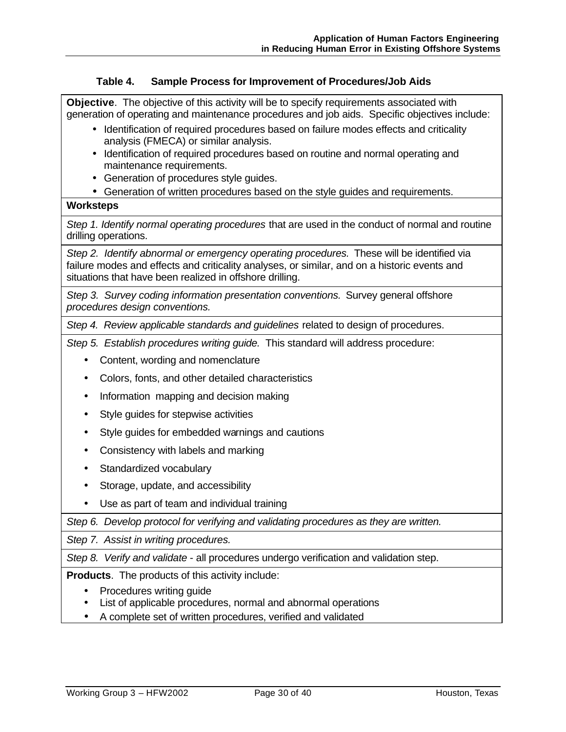**Table 4. Sample Process for Improvement of Procedures/Job Aids**

**Objective**. The objective of this activity will be to specify requirements associated with generation of operating and maintenance procedures and job aids. Specific objectives include:

- Identification of required procedures based on failure modes effects and criticality analysis (FMECA) or similar analysis.
- Identification of required procedures based on routine and normal operating and maintenance requirements.
- Generation of procedures style guides.
- Generation of written procedures based on the style guides and requirements.

**Worksteps**

*Step 1. Identify normal operating procedures* that are used in the conduct of normal and routine drilling operations.

*Step 2. Identify abnormal or emergency operating procedures.* These will be identified via failure modes and effects and criticality analyses, or similar, and on a historic events and situations that have been realized in offshore drilling.

*Step 3. Survey coding information presentation conventions.* Survey general offshore *procedures design conventions.*

*Step 4. Review applicable standards and guidelines* related to design of procedures.

*Step 5. Establish procedures writing guide.* This standard will address procedure:

- Content, wording and nomenclature
- Colors, fonts, and other detailed characteristics
- Information mapping and decision making
- Style guides for stepwise activities
- Style guides for embedded warnings and cautions
- Consistency with labels and marking
- Standardized vocabulary
- Storage, update, and accessibility
- Use as part of team and individual training

*Step 6. Develop protocol for verifying and validating procedures as they are written.*

*Step 7. Assist in writing procedures.*

*Step 8. Verify and validate* - all procedures undergo verification and validation step.

**Products**. The products of this activity include:

- Procedures writing guide
- List of applicable procedures, normal and abnormal operations
- A complete set of written procedures, verified and validated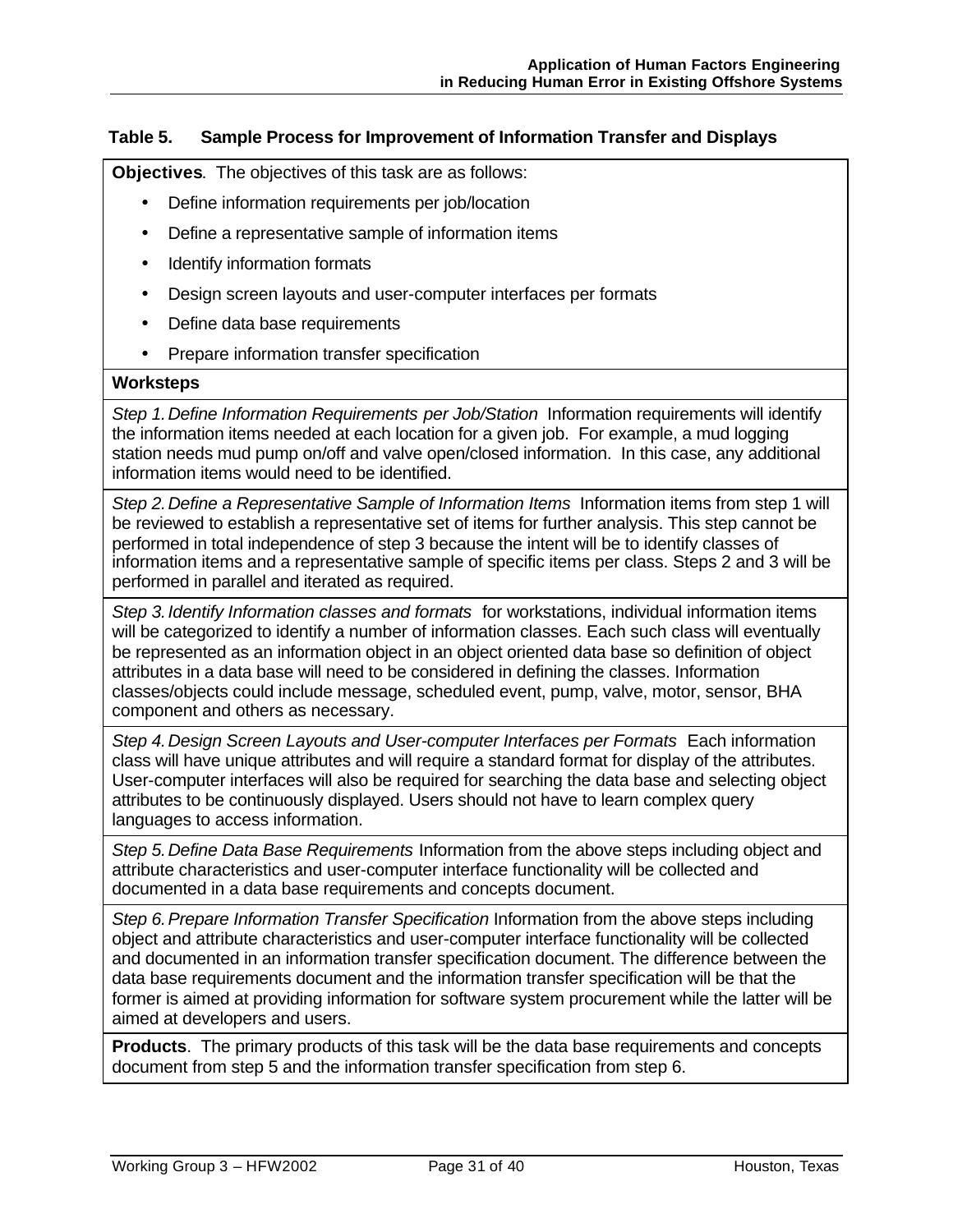**Table 5. Sample Process for Improvement of Information Transfer and Displays**

**Objectives**. The objectives of this task are as follows:

- Define information requirements per job/location
- Define a representative sample of information items
- Identify information formats
- Design screen layouts and user-computer interfaces per formats
- Define data base requirements
- Prepare information transfer specification

**Worksteps**

*Step 1. Define Information Requirements per Job/Station* Information requirements will identify the information items needed at each location for a given job. For example, a mud logging station needs mud pump on/off and valve open/closed information. In this case, any additional information items would need to be identified.

*Step 2. Define a Representative Sample of Information Items* Information items from step 1 will be reviewed to establish a representative set of items for further analysis. This step cannot be performed in total independence of step 3 because the intent will be to identify classes of information items and a representative sample of specific items per class. Steps 2 and 3 will be performed in parallel and iterated as required.

*Step 3. Identify Information classes and formats* for workstations, individual information items will be categorized to identify a number of information classes. Each such class will eventually be represented as an information object in an object oriented data base so definition of object attributes in a data base will need to be considered in defining the classes. Information classes/objects could include message, scheduled event, pump, valve, motor, sensor, BHA component and others as necessary.

*Step 4. Design Screen Layouts and User-computer Interfaces per Formats* Each information class will have unique attributes and will require a standard format for display of the attributes. User-computer interfaces will also be required for searching the data base and selecting object attributes to be continuously displayed. Users should not have to learn complex query languages to access information.

*Step 5. Define Data Base Requirements* Information from the above steps including object and attribute characteristics and user-computer interface functionality will be collected and documented in a data base requirements and concepts document.

*Step 6. Prepare Information Transfer Specification* Information from the above steps including object and attribute characteristics and user-computer interface functionality will be collected and documented in an information transfer specification document. The difference between the data base requirements document and the information transfer specification will be that the former is aimed at providing information for software system procurement while the latter will be aimed at developers and users.

**Products**. The primary products of this task will be the data base requirements and concepts document from step 5 and the information transfer specification from step 6.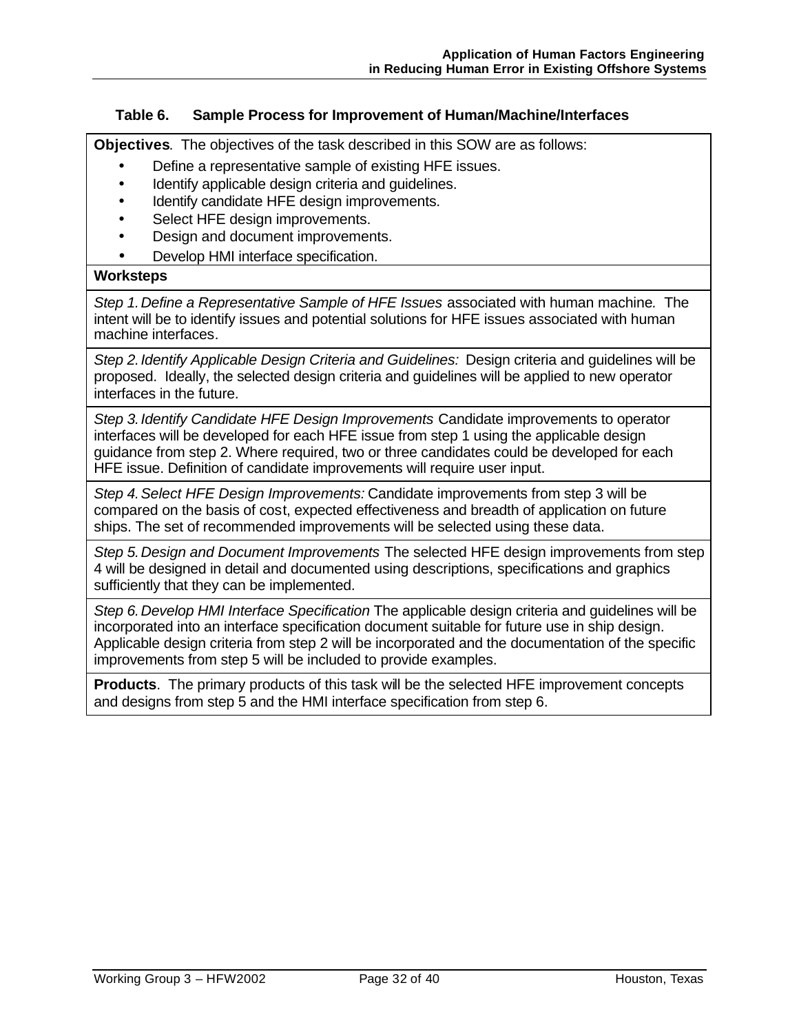**Table 6. Sample Process for Improvement of Human/Machine/Interfaces**

| **Objectives**. The objectives of the task described in this SOW are as follows:<br>• Define a representative sample of existing HFE issues.<br>• Identify applicable design criteria and guidelines.<br>• Identify candidate HFE design improvements.<br>• Select HFE design improvements.<br>• Design and document improvements.<br>• Develop HMI interface specification. |
|---|
| **Worksteps** |
| *Step 1. Define a Representative Sample of HFE Issues* associated with human machine. The intent will be to identify issues and potential solutions for HFE issues associated with human machine interfaces. |
| *Step 2. Identify Applicable Design Criteria and Guidelines:* Design criteria and guidelines will be proposed. Ideally, the selected design criteria and guidelines will be applied to new operator interfaces in the future. |
| *Step 3. Identify Candidate HFE Design Improvements* Candidate improvements to operator interfaces will be developed for each HFE issue from step 1 using the applicable design guidance from step 2. Where required, two or three candidates could be developed for each HFE issue. Definition of candidate improvements will require user input. |
| *Step 4. Select HFE Design Improvements:* Candidate improvements from step 3 will be compared on the basis of cost, expected effectiveness and breadth of application on future ships. The set of recommended improvements will be selected using these data. |
| *Step 5. Design and Document Improvements* The selected HFE design improvements from step 4 will be designed in detail and documented using descriptions, specifications and graphics sufficiently that they can be implemented. |
| *Step 6. Develop HMI Interface Specification* The applicable design criteria and guidelines will be incorporated into an interface specification document suitable for future use in ship design. Applicable design criteria from step 2 will be incorporated and the documentation of the specific improvements from step 5 will be included to provide examples. |
| **Products**. The primary products of this task will be the selected HFE improvement concepts and designs from step 5 and the HMI interface specification from step 6. |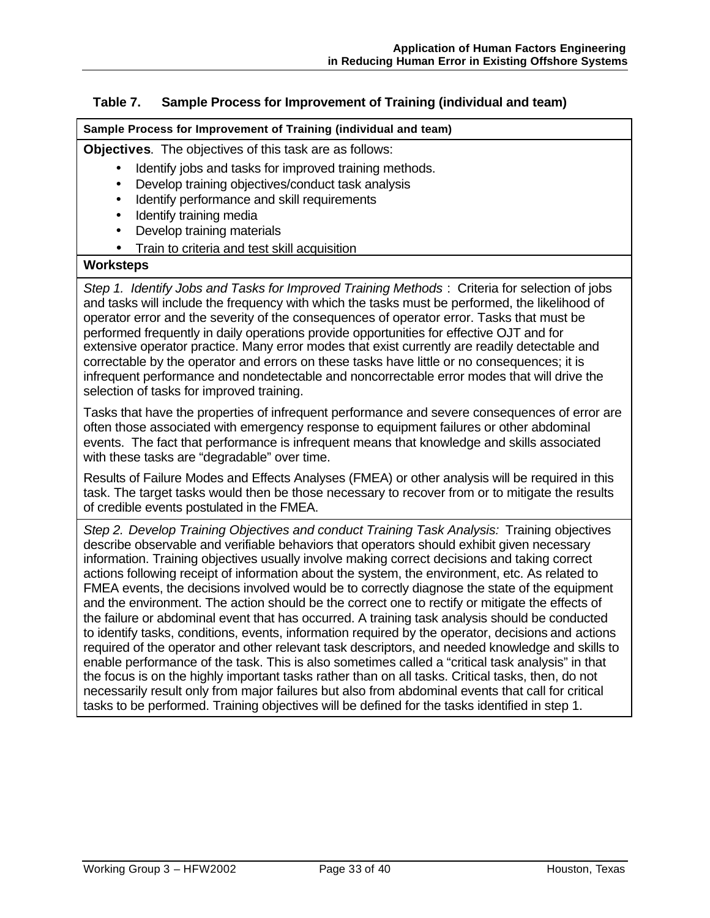### Table 7. Sample Process for Improvement of Training (individual and team)

**Sample Process for Improvement of Training (individual and team)**

**Objectives**. The objectives of this task are as follows:

- Identify jobs and tasks for improved training methods.
- Develop training objectives/conduct task analysis
- Identify performance and skill requirements
- Identify training media
- Develop training materials
- Train to criteria and test skill acquisition

**Worksteps**

*Step 1. Identify Jobs and Tasks for Improved Training Methods* : Criteria for selection of jobs and tasks will include the frequency with which the tasks must be performed, the likelihood of operator error and the severity of the consequences of operator error. Tasks that must be performed frequently in daily operations provide opportunities for effective OJT and for extensive operator practice. Many error modes that exist currently are readily detectable and correctable by the operator and errors on these tasks have little or no consequences; it is infrequent performance and nondetectable and noncorrectable error modes that will drive the selection of tasks for improved training.

Tasks that have the properties of infrequent performance and severe consequences of error are often those associated with emergency response to equipment failures or other abdominal events. The fact that performance is infrequent means that knowledge and skills associated with these tasks are "degradable" over time.

Results of Failure Modes and Effects Analyses (FMEA) or other analysis will be required in this task. The target tasks would then be those necessary to recover from or to mitigate the results of credible events postulated in the FMEA.

*Step 2. Develop Training Objectives and conduct Training Task Analysis:* Training objectives describe observable and verifiable behaviors that operators should exhibit given necessary information. Training objectives usually involve making correct decisions and taking correct actions following receipt of information about the system, the environment, etc. As related to FMEA events, the decisions involved would be to correctly diagnose the state of the equipment and the environment. The action should be the correct one to rectify or mitigate the effects of the failure or abdominal event that has occurred. A training task analysis should be conducted to identify tasks, conditions, events, information required by the operator, decisions and actions required of the operator and other relevant task descriptors, and needed knowledge and skills to enable performance of the task. This is also sometimes called a "critical task analysis" in that the focus is on the highly important tasks rather than on all tasks. Critical tasks, then, do not necessarily result only from major failures but also from abdominal events that call for critical tasks to be performed. Training objectives will be defined for the tasks identified in step 1.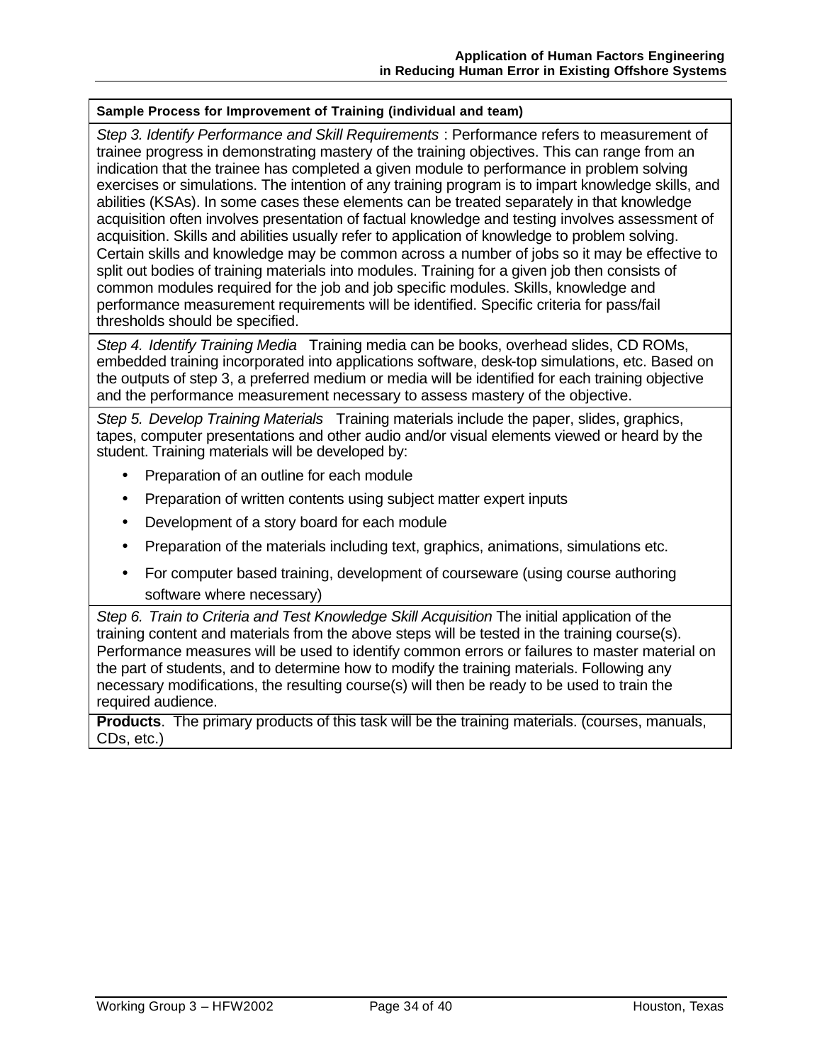**Sample Process for Improvement of Training (individual and team)**

*Step 3. Identify Performance and Skill Requirements* : Performance refers to measurement of trainee progress in demonstrating mastery of the training objectives. This can range from an indication that the trainee has completed a given module to performance in problem solving exercises or simulations. The intention of any training program is to impart knowledge skills, and abilities (KSAs). In some cases these elements can be treated separately in that knowledge acquisition often involves presentation of factual knowledge and testing involves assessment of acquisition. Skills and abilities usually refer to application of knowledge to problem solving. Certain skills and knowledge may be common across a number of jobs so it may be effective to split out bodies of training materials into modules. Training for a given job then consists of common modules required for the job and job specific modules. Skills, knowledge and performance measurement requirements will be identified. Specific criteria for pass/fail thresholds should be specified.

*Step 4. Identify Training Media* Training media can be books, overhead slides, CD ROMs, embedded training incorporated into applications software, desk-top simulations, etc. Based on the outputs of step 3, a preferred medium or media will be identified for each training objective and the performance measurement necessary to assess mastery of the objective.

*Step 5. Develop Training Materials* Training materials include the paper, slides, graphics, tapes, computer presentations and other audio and/or visual elements viewed or heard by the student. Training materials will be developed by:

- Preparation of an outline for each module
- Preparation of written contents using subject matter expert inputs
- Development of a story board for each module
- Preparation of the materials including text, graphics, animations, simulations etc.
- For computer based training, development of courseware (using course authoring software where necessary)

*Step 6. Train to Criteria and Test Knowledge Skill Acquisition* The initial application of the training content and materials from the above steps will be tested in the training course(s). Performance measures will be used to identify common errors or failures to master material on the part of students, and to determine how to modify the training materials. Following any necessary modifications, the resulting course(s) will then be ready to be used to train the required audience.

**Products**. The primary products of this task will be the training materials. (courses, manuals, CDs, etc.)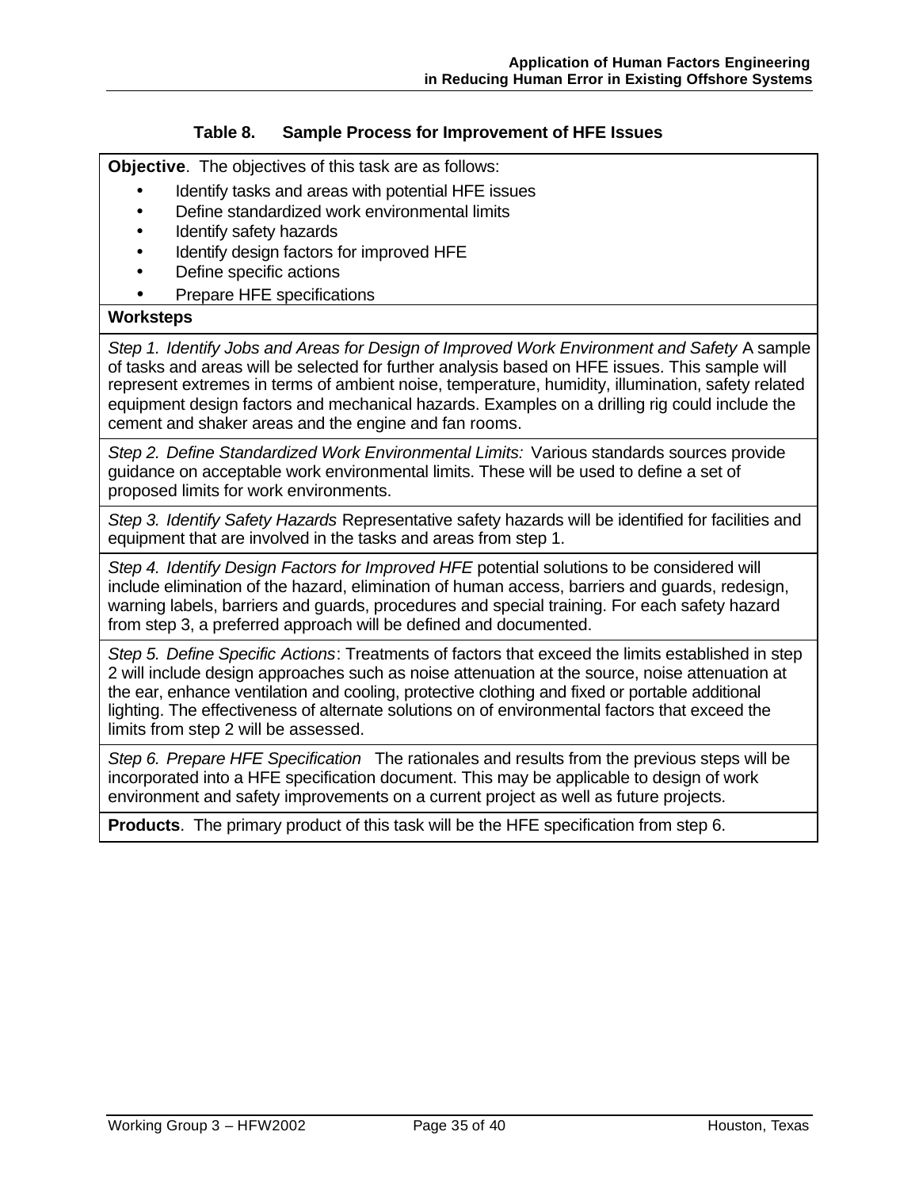**Table 8. Sample Process for Improvement of HFE Issues**

**Objective**. The objectives of this task are as follows:

- Identify tasks and areas with potential HFE issues
- Define standardized work environmental limits
- Identify safety hazards
- Identify design factors for improved HFE
- Define specific actions
- Prepare HFE specifications

**Worksteps**

*Step 1. Identify Jobs and Areas for Design of Improved Work Environment and Safety* A sample of tasks and areas will be selected for further analysis based on HFE issues. This sample will represent extremes in terms of ambient noise, temperature, humidity, illumination, safety related equipment design factors and mechanical hazards. Examples on a drilling rig could include the cement and shaker areas and the engine and fan rooms.

*Step 2. Define Standardized Work Environmental Limits:* Various standards sources provide guidance on acceptable work environmental limits. These will be used to define a set of proposed limits for work environments.

*Step 3. Identify Safety Hazards* Representative safety hazards will be identified for facilities and equipment that are involved in the tasks and areas from step 1.

*Step 4. Identify Design Factors for Improved HFE* potential solutions to be considered will include elimination of the hazard, elimination of human access, barriers and guards, redesign, warning labels, barriers and guards, procedures and special training. For each safety hazard from step 3, a preferred approach will be defined and documented.

*Step 5. Define Specific Actions*: Treatments of factors that exceed the limits established in step 2 will include design approaches such as noise attenuation at the source, noise attenuation at the ear, enhance ventilation and cooling, protective clothing and fixed or portable additional lighting. The effectiveness of alternate solutions on of environmental factors that exceed the limits from step 2 will be assessed.

*Step 6. Prepare HFE Specification* The rationales and results from the previous steps will be incorporated into a HFE specification document. This may be applicable to design of work environment and safety improvements on a current project as well as future projects.

**Products**. The primary product of this task will be the HFE specification from step 6.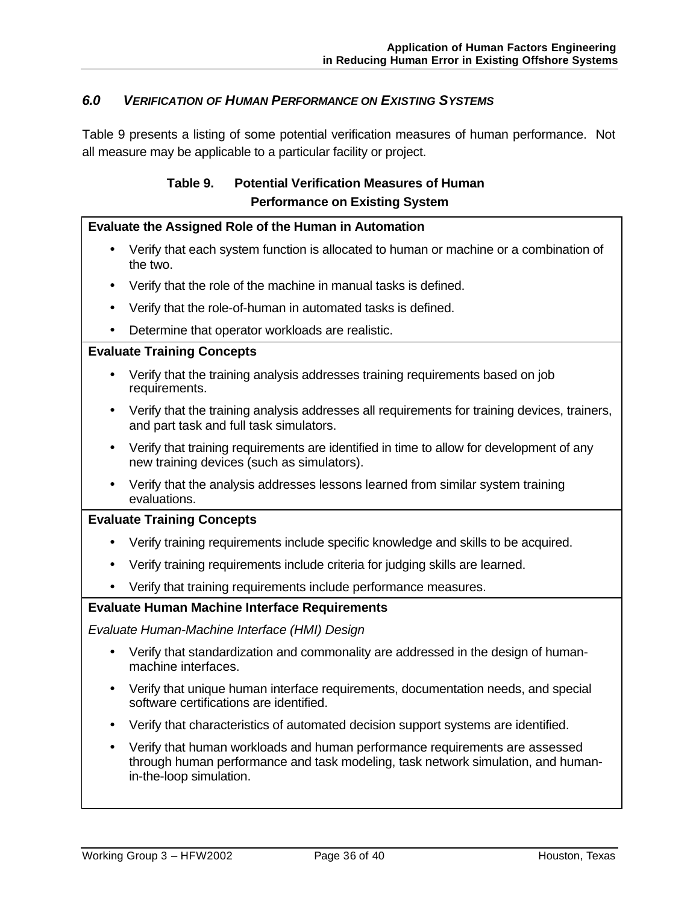## *6.0 VERIFICATION OF HUMAN PERFORMANCE ON EXISTING SYSTEMS*

Table 9 presents a listing of some potential verification measures of human performance. Not all measure may be applicable to a particular facility or project.

**Table 9. Potential Verification Measures of Human Performance on Existing System**

**Evaluate the Assigned Role of the Human in Automation**

- Verify that each system function is allocated to human or machine or a combination of the two.
- Verify that the role of the machine in manual tasks is defined.
- Verify that the role-of-human in automated tasks is defined.
- Determine that operator workloads are realistic.

**Evaluate Training Concepts**

- Verify that the training analysis addresses training requirements based on job requirements.
- Verify that the training analysis addresses all requirements for training devices, trainers, and part task and full task simulators.
- Verify that training requirements are identified in time to allow for development of any new training devices (such as simulators).
- Verify that the analysis addresses lessons learned from similar system training evaluations.

**Evaluate Training Concepts**

- Verify training requirements include specific knowledge and skills to be acquired.
- Verify training requirements include criteria for judging skills are learned.
- Verify that training requirements include performance measures.

**Evaluate Human Machine Interface Requirements**

*Evaluate Human-Machine Interface (HMI) Design*

- Verify that standardization and commonality are addressed in the design of human-machine interfaces.
- Verify that unique human interface requirements, documentation needs, and special software certifications are identified.
- Verify that characteristics of automated decision support systems are identified.
- Verify that human workloads and human performance requirements are assessed through human performance and task modeling, task network simulation, and human-in-the-loop simulation.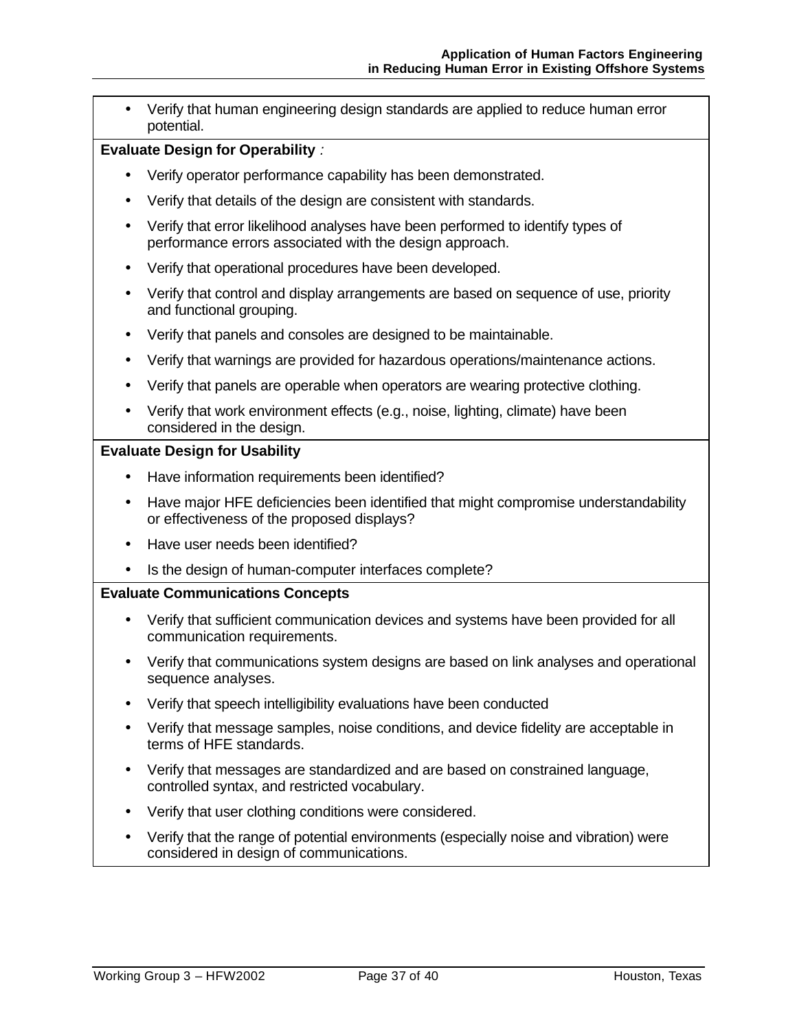- Verify that human engineering design standards are applied to reduce human error potential.

**Evaluate Design for Operability** *:*

- Verify operator performance capability has been demonstrated.
- Verify that details of the design are consistent with standards.
- Verify that error likelihood analyses have been performed to identify types of performance errors associated with the design approach.
- Verify that operational procedures have been developed.
- Verify that control and display arrangements are based on sequence of use, priority and functional grouping.
- Verify that panels and consoles are designed to be maintainable.
- Verify that warnings are provided for hazardous operations/maintenance actions.
- Verify that panels are operable when operators are wearing protective clothing.
- Verify that work environment effects (e.g., noise, lighting, climate) have been considered in the design.

**Evaluate Design for Usability**

- Have information requirements been identified?
- Have major HFE deficiencies been identified that might compromise understandability or effectiveness of the proposed displays?
- Have user needs been identified?
- Is the design of human-computer interfaces complete?

**Evaluate Communications Concepts**

- Verify that sufficient communication devices and systems have been provided for all communication requirements.
- Verify that communications system designs are based on link analyses and operational sequence analyses.
- Verify that speech intelligibility evaluations have been conducted
- Verify that message samples, noise conditions, and device fidelity are acceptable in terms of HFE standards.
- Verify that messages are standardized and are based on constrained language, controlled syntax, and restricted vocabulary.
- Verify that user clothing conditions were considered.
- Verify that the range of potential environments (especially noise and vibration) were considered in design of communications.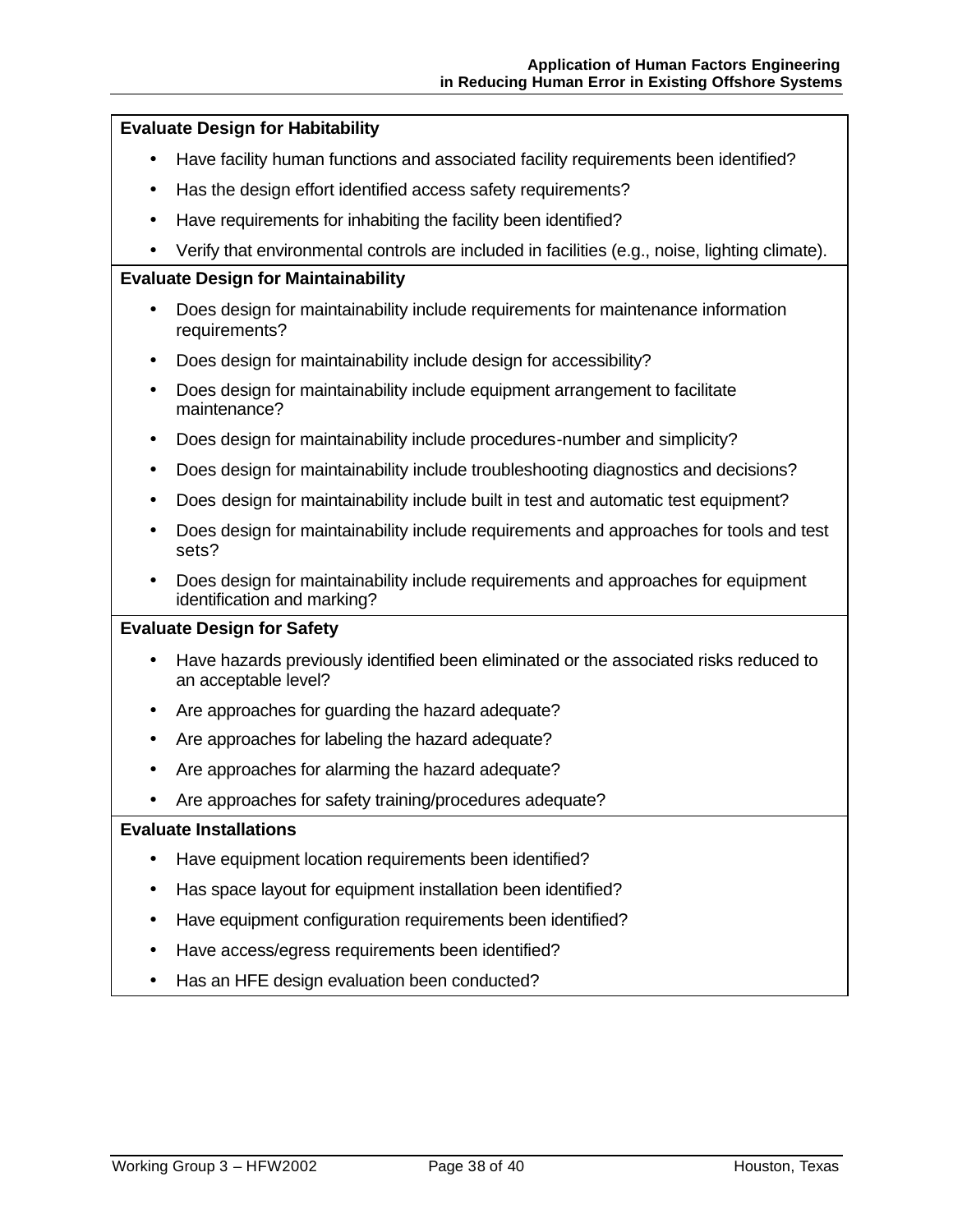**Evaluate Design for Habitability**

- Have facility human functions and associated facility requirements been identified?
- Has the design effort identified access safety requirements?
- Have requirements for inhabiting the facility been identified?
- Verify that environmental controls are included in facilities (e.g., noise, lighting climate).

**Evaluate Design for Maintainability**

- Does design for maintainability include requirements for maintenance information requirements?
- Does design for maintainability include design for accessibility?
- Does design for maintainability include equipment arrangement to facilitate maintenance?
- Does design for maintainability include procedures-number and simplicity?
- Does design for maintainability include troubleshooting diagnostics and decisions?
- Does design for maintainability include built in test and automatic test equipment?
- Does design for maintainability include requirements and approaches for tools and test sets?
- Does design for maintainability include requirements and approaches for equipment identification and marking?

**Evaluate Design for Safety**

- Have hazards previously identified been eliminated or the associated risks reduced to an acceptable level?
- Are approaches for guarding the hazard adequate?
- Are approaches for labeling the hazard adequate?
- Are approaches for alarming the hazard adequate?
- Are approaches for safety training/procedures adequate?

**Evaluate Installations**

- Have equipment location requirements been identified?
- Has space layout for equipment installation been identified?
- Have equipment configuration requirements been identified?
- Have access/egress requirements been identified?
- Has an HFE design evaluation been conducted?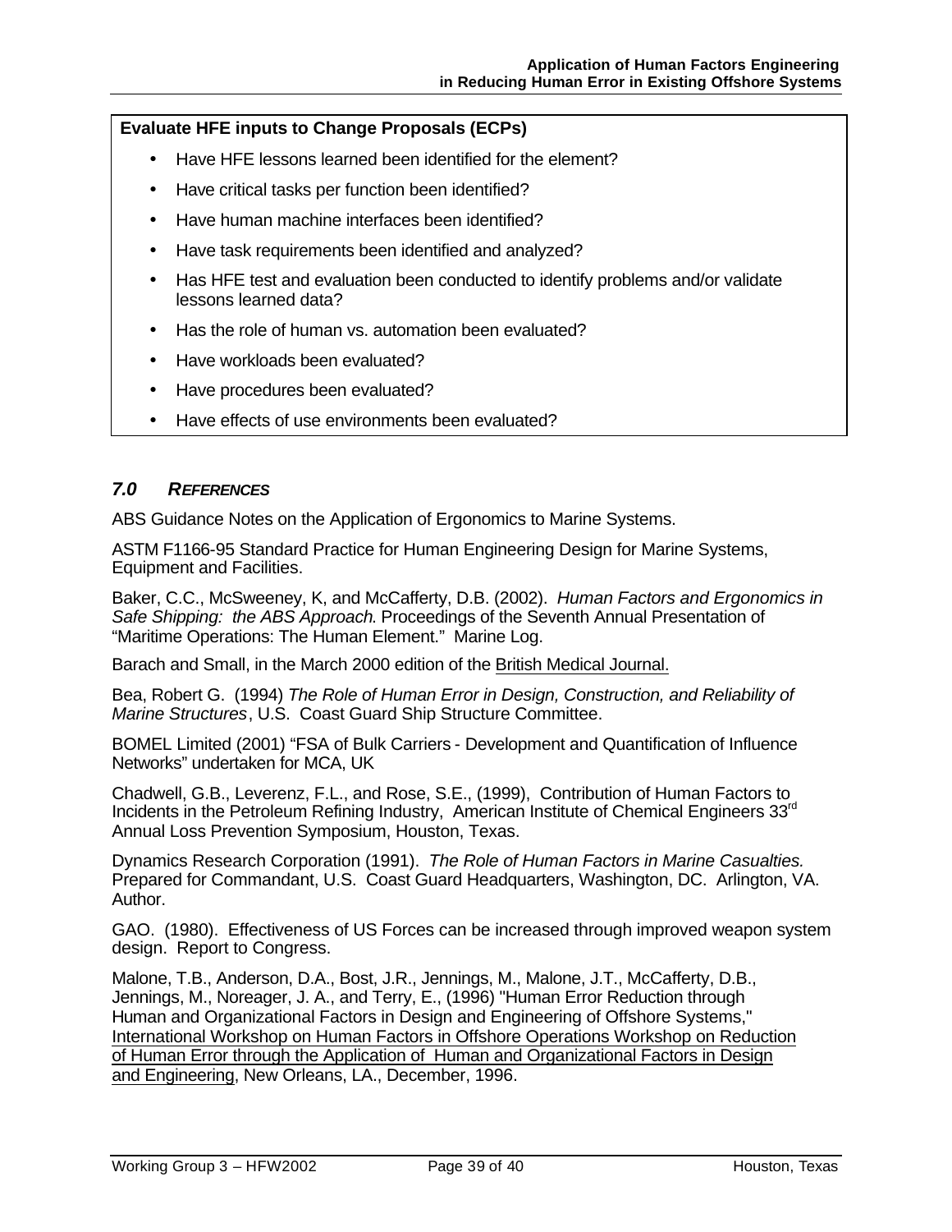**Evaluate HFE inputs to Change Proposals (ECPs)**

- Have HFE lessons learned been identified for the element?
- Have critical tasks per function been identified?
- Have human machine interfaces been identified?
- Have task requirements been identified and analyzed?
- Has HFE test and evaluation been conducted to identify problems and/or validate lessons learned data?
- Has the role of human vs. automation been evaluated?
- Have workloads been evaluated?
- Have procedures been evaluated?
- Have effects of use environments been evaluated?

## *7.0 REFERENCES*

ABS Guidance Notes on the Application of Ergonomics to Marine Systems.

ASTM F1166-95 Standard Practice for Human Engineering Design for Marine Systems, Equipment and Facilities.

Baker, C.C., McSweeney, K, and McCafferty, D.B. (2002). *Human Factors and Ergonomics in Safe Shipping: the ABS Approach*. Proceedings of the Seventh Annual Presentation of "Maritime Operations: The Human Element." Marine Log.

Barach and Small, in the March 2000 edition of the British Medical Journal.

Bea, Robert G. (1994) *The Role of Human Error in Design, Construction, and Reliability of Marine Structures*, U.S. Coast Guard Ship Structure Committee.

BOMEL Limited (2001) "FSA of Bulk Carriers - Development and Quantification of Influence Networks" undertaken for MCA, UK

Chadwell, G.B., Leverenz, F.L., and Rose, S.E., (1999), Contribution of Human Factors to Incidents in the Petroleum Refining Industry, American Institute of Chemical Engineers 33rd Annual Loss Prevention Symposium, Houston, Texas.

Dynamics Research Corporation (1991). *The Role of Human Factors in Marine Casualties.* Prepared for Commandant, U.S. Coast Guard Headquarters, Washington, DC. Arlington, VA. Author.

GAO. (1980). Effectiveness of US Forces can be increased through improved weapon system design. Report to Congress.

Malone, T.B., Anderson, D.A., Bost, J.R., Jennings, M., Malone, J.T., McCafferty, D.B., Jennings, M., Noreager, J. A., and Terry, E., (1996) "Human Error Reduction through Human and Organizational Factors in Design and Engineering of Offshore Systems," International Workshop on Human Factors in Offshore Operations Workshop on Reduction of Human Error through the Application of Human and Organizational Factors in Design and Engineering, New Orleans, LA., December, 1996.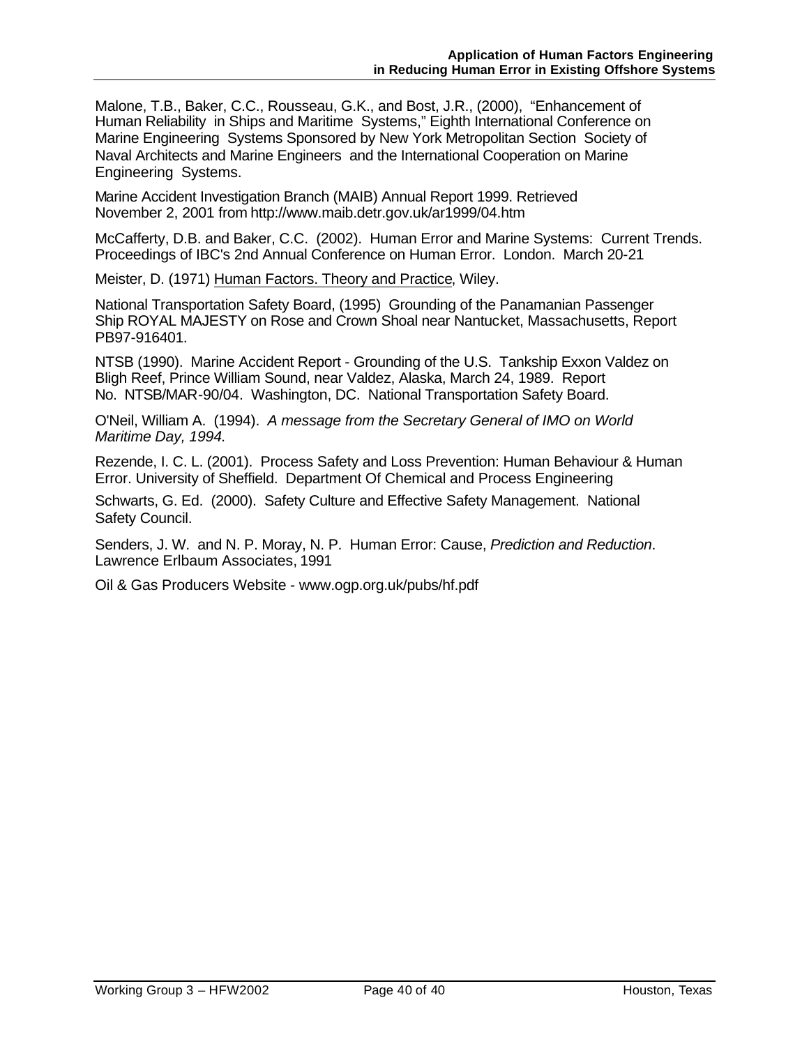Malone, T.B., Baker, C.C., Rousseau, G.K., and Bost, J.R., (2000), "Enhancement of Human Reliability in Ships and Maritime Systems," Eighth International Conference on Marine Engineering Systems Sponsored by New York Metropolitan Section Society of Naval Architects and Marine Engineers and the International Cooperation on Marine Engineering Systems.

Marine Accident Investigation Branch (MAIB) Annual Report 1999. Retrieved November 2, 2001 from http://www.maib.detr.gov.uk/ar1999/04.htm

McCafferty, D.B. and Baker, C.C. (2002). Human Error and Marine Systems: Current Trends. Proceedings of IBC's 2nd Annual Conference on Human Error. London. March 20-21

Meister, D. (1971) Human Factors. Theory and Practice, Wiley.

National Transportation Safety Board, (1995) Grounding of the Panamanian Passenger Ship ROYAL MAJESTY on Rose and Crown Shoal near Nantucket, Massachusetts, Report PB97-916401.

NTSB (1990). Marine Accident Report - Grounding of the U.S. Tankship Exxon Valdez on Bligh Reef, Prince William Sound, near Valdez, Alaska, March 24, 1989. Report No. NTSB/MAR-90/04. Washington, DC. National Transportation Safety Board.

O'Neil, William A. (1994). *A message from the Secretary General of IMO on World Maritime Day, 1994.*

Rezende, I. C. L. (2001). Process Safety and Loss Prevention: Human Behaviour & Human Error. University of Sheffield. Department Of Chemical and Process Engineering

Schwarts, G. Ed. (2000). Safety Culture and Effective Safety Management. National Safety Council.

Senders, J. W. and N. P. Moray, N. P. Human Error: Cause, *Prediction and Reduction*. Lawrence Erlbaum Associates, 1991

Oil & Gas Producers Website - www.ogp.org.uk/pubs/hf.pdf